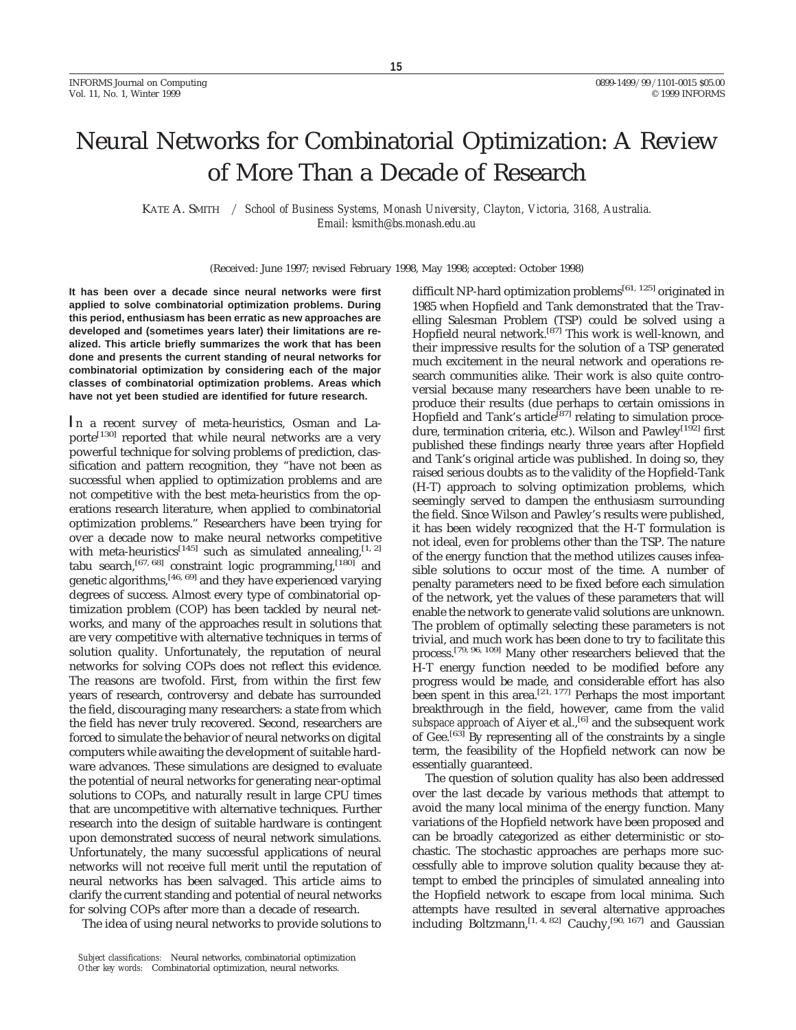# Neural Networks for Combinatorial Optimization: A Review of More Than a Decade of Research

KATE A. SMITH / *School of Business Systems, Monash University, Clayton, Victoria, 3168, Australia. Email: ksmith@bs.monash.edu.au*

(Received: June 1997; revised February 1998, May 1998; accepted: October 1998)

**It has been over a decade since neural networks were first applied to solve combinatorial optimization problems. During this period, enthusiasm has been erratic as new approaches are developed and (sometimes years later) their limitations are realized. This article briefly summarizes the work that has been done and presents the current standing of neural networks for combinatorial optimization by considering each of the major classes of combinatorial optimization problems. Areas which have not yet been studied are identified for future research.**

In a recent survey of meta-heuristics, Osman and Laporte[130] reported that while neural networks are a very powerful technique for solving problems of prediction, classification and pattern recognition, they "have not been as successful when applied to optimization problems and are not competitive with the best meta-heuristics from the operations research literature, when applied to combinatorial optimization problems." Researchers have been trying for over a decade now to make neural networks competitive with meta-heuristics[145] such as simulated annealing,[1, 2] tabu search,[67, 68] constraint logic programming,[180] and genetic algorithms,[46, 69] and they have experienced varying degrees of success. Almost every type of combinatorial optimization problem (COP) has been tackled by neural networks, and many of the approaches result in solutions that are very competitive with alternative techniques in terms of solution quality. Unfortunately, the reputation of neural networks for solving COPs does not reflect this evidence. The reasons are twofold. First, from within the first few years of research, controversy and debate has surrounded the field, discouraging many researchers: a state from which the field has never truly recovered. Second, researchers are forced to simulate the behavior of neural networks on digital computers while awaiting the development of suitable hardware advances. These simulations are designed to evaluate the potential of neural networks for generating near-optimal solutions to COPs, and naturally result in large CPU times that are uncompetitive with alternative techniques. Further research into the design of suitable hardware is contingent upon demonstrated success of neural network simulations. Unfortunately, the many successful applications of neural networks will not receive full merit until the reputation of neural networks has been salvaged. This article aims to clarify the current standing and potential of neural networks for solving COPs after more than a decade of research.

The idea of using neural networks to provide solutions to difficult NP-hard optimization problems[61, 125] originated in 1985 when Hopfield and Tank demonstrated that the Travelling Salesman Problem (TSP) could be solved using a Hopfield neural network.[87] This work is well-known, and their impressive results for the solution of a TSP generated much excitement in the neural network and operations research communities alike. Their work is also quite controversial because many researchers have been unable to reproduce their results (due perhaps to certain omissions in Hopfield and Tank's article[87] relating to simulation procedure, termination criteria, etc.). Wilson and Pawley[192] first published these findings nearly three years after Hopfield and Tank's original article was published. In doing so, they raised serious doubts as to the validity of the Hopfield-Tank (H-T) approach to solving optimization problems, which seemingly served to dampen the enthusiasm surrounding the field. Since Wilson and Pawley's results were published, it has been widely recognized that the H-T formulation is not ideal, even for problems other than the TSP. The nature of the energy function that the method utilizes causes infeasible solutions to occur most of the time. A number of penalty parameters need to be fixed before each simulation of the network, yet the values of these parameters that will enable the network to generate valid solutions are unknown. The problem of optimally selecting these parameters is not trivial, and much work has been done to try to facilitate this process.[79, 96, 109] Many other researchers believed that the H-T energy function needed to be modified before any progress would be made, and considerable effort has also been spent in this area.[21, 177] Perhaps the most important breakthrough in the field, however, came from the *valid subspace approach* of Aiyer et al.,[6] and the subsequent work of Gee.[63] By representing all of the constraints by a single term, the feasibility of the Hopfield network can now be essentially guaranteed.

The question of solution quality has also been addressed over the last decade by various methods that attempt to avoid the many local minima of the energy function. Many variations of the Hopfield network have been proposed and can be broadly categorized as either deterministic or stochastic. The stochastic approaches are perhaps more successfully able to improve solution quality because they attempt to embed the principles of simulated annealing into the Hopfield network to escape from local minima. Such attempts have resulted in several alternative approaches including Boltzmann,[1, 4, 82] Cauchy,[90, 167] and Gaussian

*Subject classifications:* Neural networks, combinatorial optimization
*Other key words:* Combinatorial optimization, neural networks.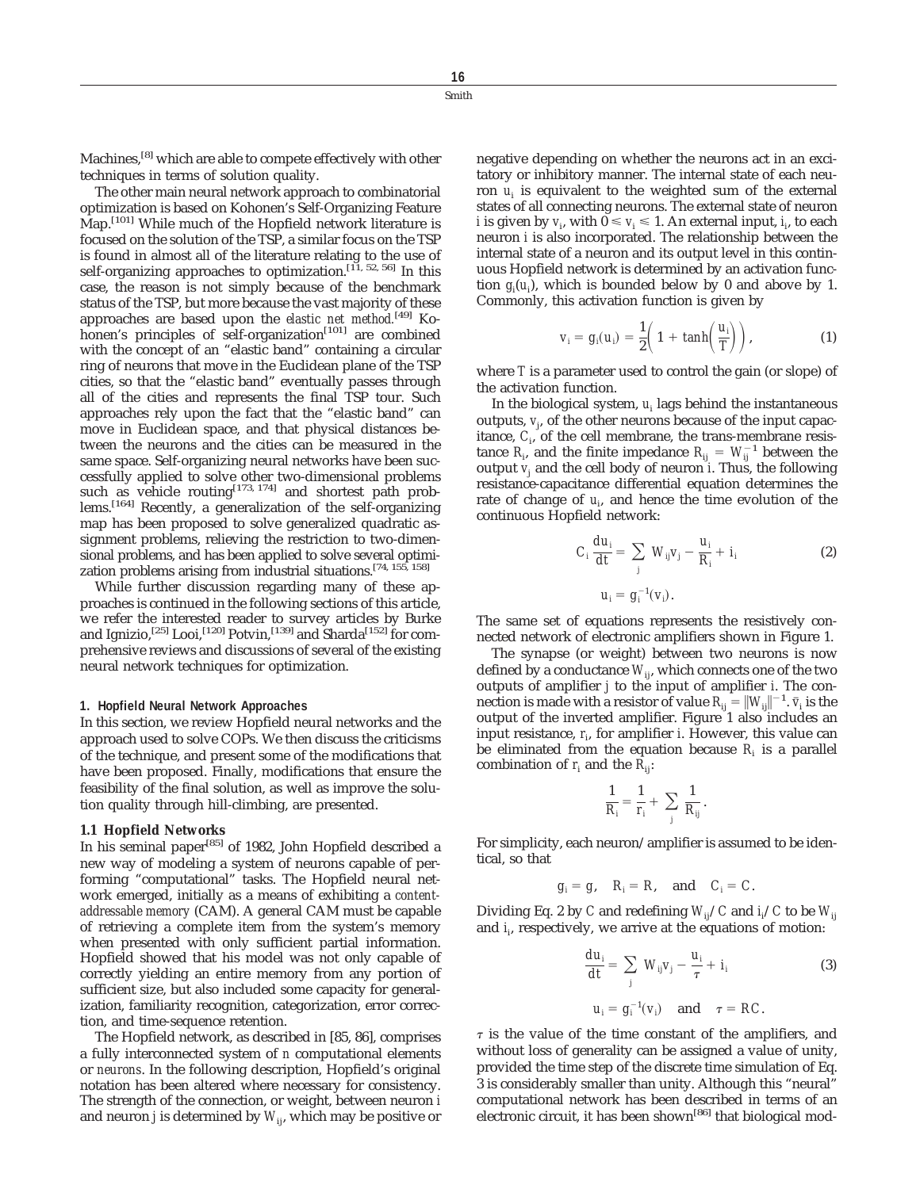Machines,[8] which are able to compete effectively with other techniques in terms of solution quality.

The other main neural network approach to combinatorial optimization is based on Kohonen's Self-Organizing Feature Map.[101] While much of the Hopfield network literature is focused on the solution of the TSP, a similar focus on the TSP is found in almost all of the literature relating to the use of self-organizing approaches to optimization.[11, 52, 56] In this case, the reason is not simply because of the benchmark status of the TSP, but more because the vast majority of these approaches are based upon the *elastic net method*.[49] Kohonen's principles of self-organization[101] are combined with the concept of an "elastic band" containing a circular ring of neurons that move in the Euclidean plane of the TSP cities, so that the "elastic band" eventually passes through all of the cities and represents the final TSP tour. Such approaches rely upon the fact that the "elastic band" can move in Euclidean space, and that physical distances between the neurons and the cities can be measured in the same space. Self-organizing neural networks have been successfully applied to solve other two-dimensional problems such as vehicle routing[173, 174] and shortest path problems.[164] Recently, a generalization of the self-organizing map has been proposed to solve generalized quadratic assignment problems, relieving the restriction to two-dimensional problems, and has been applied to solve several optimization problems arising from industrial situations.[74, 155, 158]

While further discussion regarding many of these approaches is continued in the following sections of this article, we refer the interested reader to survey articles by Burke and Ignizio,[25] Looi,[120] Potvin,[139] and Sharda[152] for comprehensive reviews and discussions of several of the existing neural network techniques for optimization.

## 1. Hopfield Neural Network Approaches

In this section, we review Hopfield neural networks and the approach used to solve COPs. We then discuss the criticisms of the technique, and present some of the modifications that have been proposed. Finally, modifications that ensure the feasibility of the final solution, as well as improve the solution quality through hill-climbing, are presented.

### 1.1 Hopfield Networks

In his seminal paper[85] of 1982, John Hopfield described a new way of modeling a system of neurons capable of performing "computational" tasks. The Hopfield neural network emerged, initially as a means of exhibiting a *content-addressable memory* (CAM). A general CAM must be capable of retrieving a complete item from the system's memory when presented with only sufficient partial information. Hopfield showed that his model was not only capable of correctly yielding an entire memory from any portion of sufficient size, but also included some capacity for generalization, familiarity recognition, categorization, error correction, and time-sequence retention.

The Hopfield network, as described in [85, 86], comprises a fully interconnected system of $n$ computational elements or *neurons*. In the following description, Hopfield's original notation has been altered where necessary for consistency. The strength of the connection, or weight, between neuron $i$ and neuron $j$ is determined by $W_{ij}$, which may be positive or negative depending on whether the neurons act in an excitatory or inhibitory manner. The internal state of each neuron $u_i$ is equivalent to the weighted sum of the external states of all connecting neurons. The external state of neuron $i$ is given by $v_i$, with $0 \leq v_i \leq 1$. An external input, $i_i$, to each neuron $i$ is also incorporated. The relationship between the internal state of a neuron and its output level in this continuous Hopfield network is determined by an activation function $g_i(u_i)$, which is bounded below by 0 and above by 1. Commonly, this activation function is given by

$$v_i = g_i(u_i) = \frac{1}{2}\left(1 + \tanh\left(\frac{u_i}{T}\right)\right), \tag{1}$$

where $T$ is a parameter used to control the gain (or slope) of the activation function.

In the biological system, $u_i$ lags behind the instantaneous outputs, $v_j$, of the other neurons because of the input capacitance, $C_i$, of the cell membrane, the trans-membrane resistance $R_i$, and the finite impedance $R_{ij} = W_{ij}^{-1}$ between the output $v_j$ and the cell body of neuron $i$. Thus, the following resistance-capacitance differential equation determines the rate of change of $u_i$, and hence the time evolution of the continuous Hopfield network:

$$C_i \frac{du_i}{dt} = \sum_j W_{ij} v_j - \frac{u_i}{R_i} + i_i \tag{2}$$

$$u_i = g_i^{-1}(v_i).$$

The same set of equations represents the resistively connected network of electronic amplifiers shown in Figure 1.

The synapse (or weight) between two neurons is now defined by a conductance $W_{ij}$, which connects one of the two outputs of amplifier $j$ to the input of amplifier $i$. The connection is made with a resistor of value $R_{ij} = \|W_{ij}\|^{-1}$. $\bar{v}_i$ is the output of the inverted amplifier. Figure 1 also includes an input resistance, $r_i$, for amplifier $i$. However, this value can be eliminated from the equation because $R_i$ is a parallel combination of $r_i$ and the $R_{ij}$:

$$\frac{1}{R_i} = \frac{1}{r_i} + \sum_j \frac{1}{R_{ij}}.$$

For simplicity, each neuron/amplifier is assumed to be identical, so that

$$g_i = g, \quad R_i = R, \quad \text{and} \quad C_i = C.$$

Dividing Eq. 2 by $C$ and redefining $W_{ij}/C$ and $i_i/C$ to be $W_{ij}$ and $i_i$, respectively, we arrive at the equations of motion:

$$\frac{du_i}{dt} = \sum_j W_{ij} v_j - \frac{u_i}{\tau} + i_i \tag{3}$$

$$u_i = g_i^{-1}(v_i) \quad \text{and} \quad \tau = RC.$$

$\tau$ is the value of the time constant of the amplifiers, and without loss of generality can be assigned a value of unity, provided the time step of the discrete time simulation of Eq. 3 is considerably smaller than unity. Although this "neural" computational network has been described in terms of an electronic circuit, it has been shown[86] that biological mod-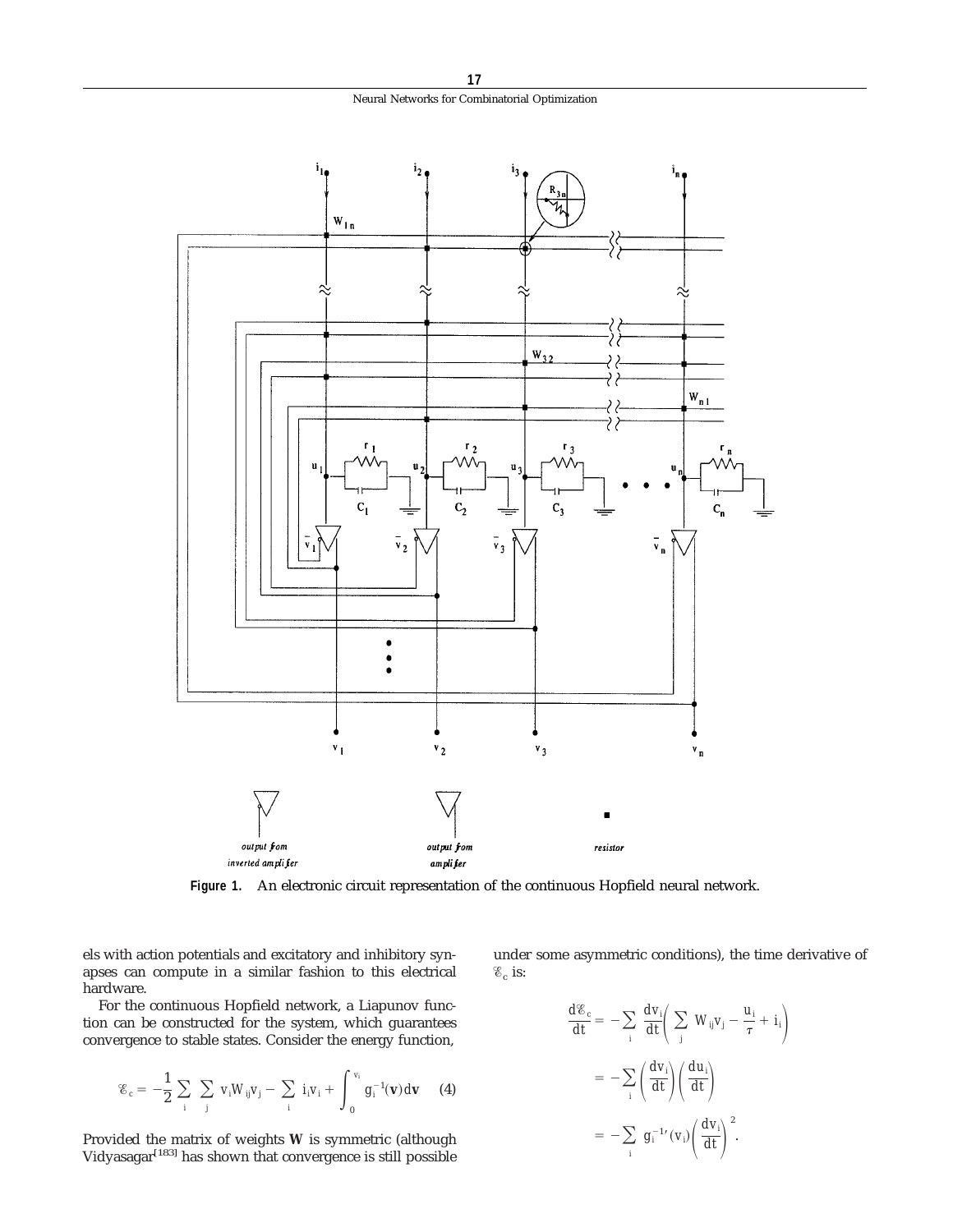Figure 1. An electronic circuit representation of the continuous Hopfield neural network.

els with action potentials and excitatory and inhibitory synapses can compute in a similar fashion to this electrical hardware.

For the continuous Hopfield network, a Liapunov function can be constructed for the system, which guarantees convergence to stable states. Consider the energy function,

$$\mathscr{E}_c = -\frac{1}{2}\sum_i \sum_j v_i W_{ij} v_j - \sum_i i_i v_i + \int_0^{v_i} g_i^{-1}(\mathbf{v})d\mathbf{v} \quad (4)$$

Provided the matrix of weights **W** is symmetric (although Vidyasagar[183] has shown that convergence is still possible under some asymmetric conditions), the time derivative of $\mathscr{E}_c$ is:

$$\begin{aligned}
\frac{d\mathscr{E}_c}{dt} &= -\sum_i \frac{dv_i}{dt}\left(\sum_j W_{ij}v_j - \frac{u_i}{\tau} + i_i\right) \\
&= -\sum_i \left(\frac{dv_i}{dt}\right)\left(\frac{du_i}{dt}\right) \\
&= -\sum_i g_i^{-1\prime}(v_i)\left(\frac{dv_i}{dt}\right)^2.
\end{aligned}$$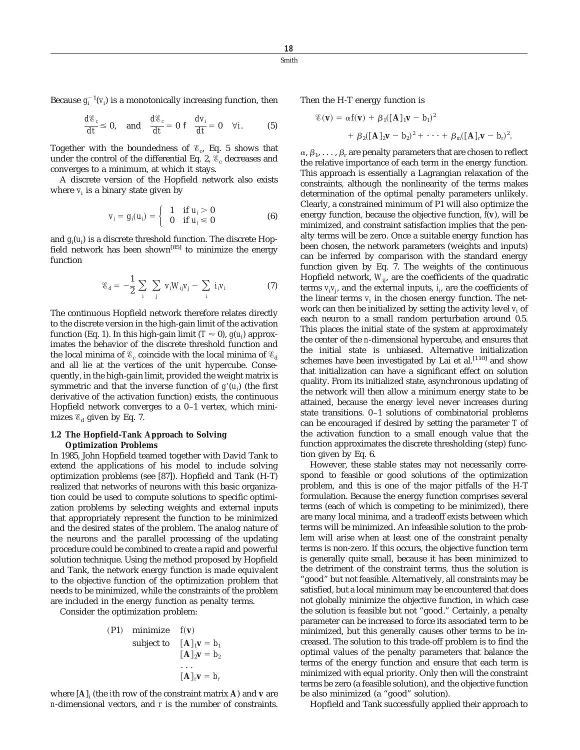Because $g_i^{-1}(v_i)$ is a monotonically increasing function, then

$$\frac{d\mathscr{E}_c}{dt} \leq 0, \quad \text{and} \quad \frac{d\mathscr{E}_c}{dt} = 0 \text{ f } \quad \frac{dv_i}{dt} = 0 \quad \forall i. \tag{5}$$

Together with the boundedness of $\mathscr{E}_c$, Eq. 5 shows that under the control of the differential Eq. 2, $\mathscr{E}_c$ decreases and converges to a minimum, at which it stays.

A discrete version of the Hopfield network also exists where $v_i$ is a binary state given by

$$v_i = g_i(u_i) = \begin{cases} 1 & \text{if } u_i > 0 \\ 0 & \text{if } u_i \leq 0 \end{cases} \tag{6}$$

and $g_i(u_i)$ is a discrete threshold function. The discrete Hopfield network has been shown[85] to minimize the energy function

$$\mathscr{E}_d = -\frac{1}{2} \sum_i \sum_j v_i W_{ij} v_j - \sum_i i_i v_i \tag{7}$$

The continuous Hopfield network therefore relates directly to the discrete version in the high-gain limit of the activation function (Eq. 1). In this high-gain limit ($T \approx 0$), $g(u_i)$ approximates the behavior of the discrete threshold function and the local minima of $\mathscr{E}_c$ coincide with the local minima of $\mathscr{E}_d$ and all lie at the vertices of the unit hypercube. Consequently, in the high-gain limit, provided the weight matrix is symmetric and that the inverse function of $g'(u_i)$ (the first derivative of the activation function) exists, the continuous Hopfield network converges to a 0–1 vertex, which minimizes $\mathscr{E}_d$ given by Eq. 7.

### 1.2 The Hopfield-Tank Approach to Solving Optimization Problems

In 1985, John Hopfield teamed together with David Tank to extend the applications of his model to include solving optimization problems (see [87]). Hopfield and Tank (H-T) realized that networks of neurons with this basic organization could be used to compute solutions to specific optimization problems by selecting weights and external inputs that appropriately represent the function to be minimized and the desired states of the problem. The analog nature of the neurons and the parallel processing of the updating procedure could be combined to create a rapid and powerful solution technique. Using the method proposed by Hopfield and Tank, the network energy function is made equivalent to the objective function of the optimization problem that needs to be minimized, while the constraints of the problem are included in the energy function as penalty terms.

Consider the optimization problem:

$$\begin{aligned} \text{(P1)} \quad & \text{minimize} \quad f(\mathbf{v}) \\ & \text{subject to} \quad [\mathbf{A}]_1 \mathbf{v} = b_1 \\ & \qquad\qquad\quad [\mathbf{A}]_2 \mathbf{v} = b_2 \\ & \qquad\qquad\quad \ldots \\ & \qquad\qquad\quad [\mathbf{A}]_r \mathbf{v} = b_r \end{aligned}$$

where $[\mathbf{A}]_i$ (the $i$th row of the constraint matrix $\mathbf{A}$) and $\mathbf{v}$ are $n$-dimensional vectors, and $r$ is the number of constraints. Then the H-T energy function is

$$\mathscr{E}(\mathbf{v}) = \alpha f(\mathbf{v}) + \beta_1([\mathbf{A}]_1\mathbf{v} - b_1)^2 + \beta_2([\mathbf{A}]_2\mathbf{v} - b_2)^2 + \cdots + \beta_m([\mathbf{A}]_r\mathbf{v} - b_r)^2.$$

$\alpha, \beta_1, \ldots, \beta_r$ are penalty parameters that are chosen to reflect the relative importance of each term in the energy function. This approach is essentially a Lagrangian relaxation of the constraints, although the nonlinearity of the terms makes determination of the optimal penalty parameters unlikely. Clearly, a constrained minimum of P1 will also optimize the energy function, because the objective function, $f(\mathbf{v})$, will be minimized, and constraint satisfaction implies that the penalty terms will be zero. Once a suitable energy function has been chosen, the network parameters (weights and inputs) can be inferred by comparison with the standard energy function given by Eq. 7. The weights of the continuous Hopfield network, $W_{ij}$, are the coefficients of the quadratic terms $v_i v_j$, and the external inputs, $i_i$, are the coefficients of the linear terms $v_i$ in the chosen energy function. The network can then be initialized by setting the activity level $v_i$ of each neuron to a small random perturbation around 0.5. This places the initial state of the system at approximately the center of the $n$-dimensional hypercube, and ensures that the initial state is unbiased. Alternative initialization schemes have been investigated by Lai et al.[110] and show that initialization can have a significant effect on solution quality. From its initialized state, asynchronous updating of the network will then allow a minimum energy state to be attained, because the energy level never increases during state transitions. 0–1 solutions of combinatorial problems can be encouraged if desired by setting the parameter $T$ of the activation function to a small enough value that the function approximates the discrete thresholding (step) function given by Eq. 6.

However, these stable states may not necessarily correspond to feasible or good solutions of the optimization problem, and this is one of the major pitfalls of the H-T formulation. Because the energy function comprises several terms (each of which is competing to be minimized), there are many local minima, and a tradeoff exists between which terms will be minimized. An infeasible solution to the problem will arise when at least one of the constraint penalty terms is non-zero. If this occurs, the objective function term is generally quite small, because it has been minimized to the detriment of the constraint terms, thus the solution is "good" but not feasible. Alternatively, all constraints may be satisfied, but a local minimum may be encountered that does not globally minimize the objective function, in which case the solution is feasible but not "good." Certainly, a penalty parameter can be increased to force its associated term to be minimized, but this generally causes other terms to be increased. The solution to this trade-off problem is to find the optimal values of the penalty parameters that balance the terms of the energy function and ensure that each term is minimized with equal priority. Only then will the constraint terms be zero (a feasible solution), and the objective function be also minimized (a "good" solution).

Hopfield and Tank successfully applied their approach to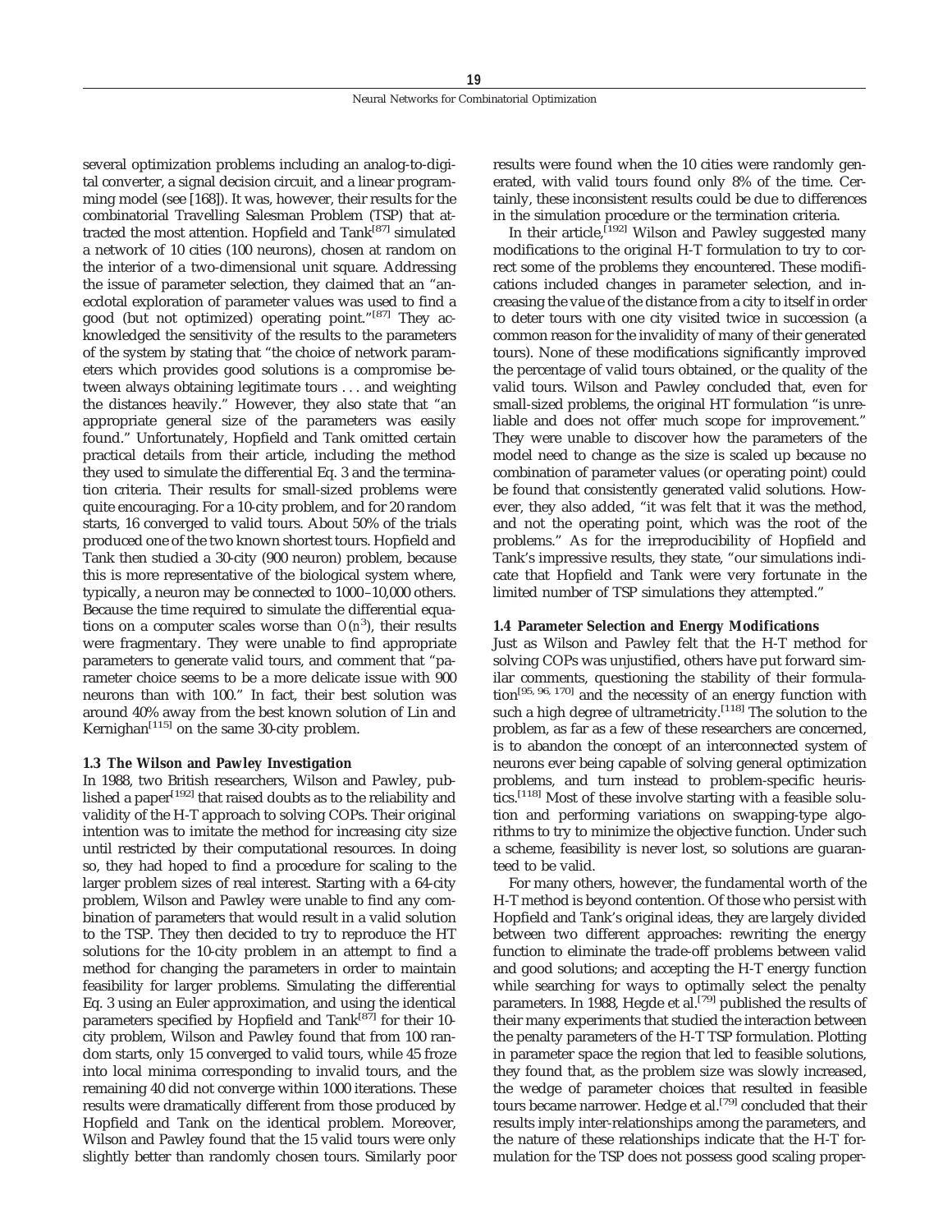several optimization problems including an analog-to-digital converter, a signal decision circuit, and a linear programming model (see [168]). It was, however, their results for the combinatorial Travelling Salesman Problem (TSP) that attracted the most attention. Hopfield and Tank[87] simulated a network of 10 cities (100 neurons), chosen at random on the interior of a two-dimensional unit square. Addressing the issue of parameter selection, they claimed that an "anecdotal exploration of parameter values was used to find a good (but not optimized) operating point."[87] They acknowledged the sensitivity of the results to the parameters of the system by stating that "the choice of network parameters which provides good solutions is a compromise between always obtaining legitimate tours . . . and weighting the distances heavily." However, they also state that "an appropriate general size of the parameters was easily found." Unfortunately, Hopfield and Tank omitted certain practical details from their article, including the method they used to simulate the differential Eq. 3 and the termination criteria. Their results for small-sized problems were quite encouraging. For a 10-city problem, and for 20 random starts, 16 converged to valid tours. About 50% of the trials produced one of the two known shortest tours. Hopfield and Tank then studied a 30-city (900 neuron) problem, because this is more representative of the biological system where, typically, a neuron may be connected to 1000–10,000 others. Because the time required to simulate the differential equations on a computer scales worse than $O(n^3)$, their results were fragmentary. They were unable to find appropriate parameters to generate valid tours, and comment that "parameter choice seems to be a more delicate issue with 900 neurons than with 100." In fact, their best solution was around 40% away from the best known solution of Lin and Kernighan[115] on the same 30-city problem.

### 1.3 The Wilson and Pawley Investigation

In 1988, two British researchers, Wilson and Pawley, published a paper[192] that raised doubts as to the reliability and validity of the H-T approach to solving COPs. Their original intention was to imitate the method for increasing city size until restricted by their computational resources. In doing so, they had hoped to find a procedure for scaling to the larger problem sizes of real interest. Starting with a 64-city problem, Wilson and Pawley were unable to find any combination of parameters that would result in a valid solution to the TSP. They then decided to try to reproduce the HT solutions for the 10-city problem in an attempt to find a method for changing the parameters in order to maintain feasibility for larger problems. Simulating the differential Eq. 3 using an Euler approximation, and using the identical parameters specified by Hopfield and Tank[87] for their 10-city problem, Wilson and Pawley found that from 100 random starts, only 15 converged to valid tours, while 45 froze into local minima corresponding to invalid tours, and the remaining 40 did not converge within 1000 iterations. These results were dramatically different from those produced by Hopfield and Tank on the identical problem. Moreover, Wilson and Pawley found that the 15 valid tours were only slightly better than randomly chosen tours. Similarly poor results were found when the 10 cities were randomly generated, with valid tours found only 8% of the time. Certainly, these inconsistent results could be due to differences in the simulation procedure or the termination criteria.

In their article,[192] Wilson and Pawley suggested many modifications to the original H-T formulation to try to correct some of the problems they encountered. These modifications included changes in parameter selection, and increasing the value of the distance from a city to itself in order to deter tours with one city visited twice in succession (a common reason for the invalidity of many of their generated tours). None of these modifications significantly improved the percentage of valid tours obtained, or the quality of the valid tours. Wilson and Pawley concluded that, even for small-sized problems, the original HT formulation "is unreliable and does not offer much scope for improvement." They were unable to discover how the parameters of the model need to change as the size is scaled up because no combination of parameter values (or operating point) could be found that consistently generated valid solutions. However, they also added, "it was felt that it was the method, and not the operating point, which was the root of the problems." As for the irreproducibility of Hopfield and Tank's impressive results, they state, "our simulations indicate that Hopfield and Tank were very fortunate in the limited number of TSP simulations they attempted."

### 1.4 Parameter Selection and Energy Modifications

Just as Wilson and Pawley felt that the H-T method for solving COPs was unjustified, others have put forward similar comments, questioning the stability of their formulation[95, 96, 170] and the necessity of an energy function with such a high degree of ultrametricity.[118] The solution to the problem, as far as a few of these researchers are concerned, is to abandon the concept of an interconnected system of neurons ever being capable of solving general optimization problems, and turn instead to problem-specific heuristics.[118] Most of these involve starting with a feasible solution and performing variations on swapping-type algorithms to try to minimize the objective function. Under such a scheme, feasibility is never lost, so solutions are guaranteed to be valid.

For many others, however, the fundamental worth of the H-T method is beyond contention. Of those who persist with Hopfield and Tank's original ideas, they are largely divided between two different approaches: rewriting the energy function to eliminate the trade-off problems between valid and good solutions; and accepting the H-T energy function while searching for ways to optimally select the penalty parameters. In 1988, Hegde et al.[79] published the results of their many experiments that studied the interaction between the penalty parameters of the H-T TSP formulation. Plotting in parameter space the region that led to feasible solutions, they found that, as the problem size was slowly increased, the wedge of parameter choices that resulted in feasible tours became narrower. Hedge et al.[79] concluded that their results imply inter-relationships among the parameters, and the nature of these relationships indicate that the H-T formulation for the TSP does not possess good scaling proper-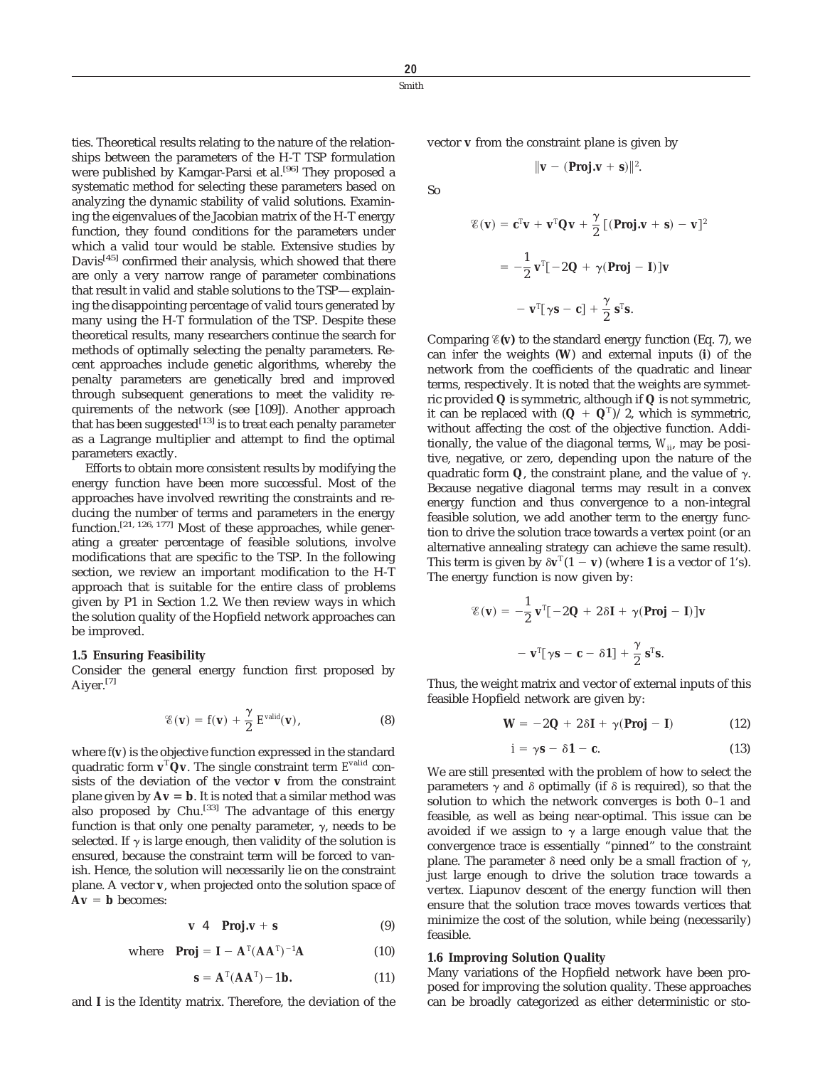ties. Theoretical results relating to the nature of the relationships between the parameters of the H-T TSP formulation were published by Kamgar-Parsi et al.[96] They proposed a systematic method for selecting these parameters based on analyzing the dynamic stability of valid solutions. Examining the eigenvalues of the Jacobian matrix of the H-T energy function, they found conditions for the parameters under which a valid tour would be stable. Extensive studies by Davis[45] confirmed their analysis, which showed that there are only a very narrow range of parameter combinations that result in valid and stable solutions to the TSP—explaining the disappointing percentage of valid tours generated by many using the H-T formulation of the TSP. Despite these theoretical results, many researchers continue the search for methods of optimally selecting the penalty parameters. Recent approaches include genetic algorithms, whereby the penalty parameters are genetically bred and improved through subsequent generations to meet the validity requirements of the network (see [109]). Another approach that has been suggested[13] is to treat each penalty parameter as a Lagrange multiplier and attempt to find the optimal parameters exactly.

Efforts to obtain more consistent results by modifying the energy function have been more successful. Most of the approaches have involved rewriting the constraints and reducing the number of terms and parameters in the energy function.[21, 126, 177] Most of these approaches, while generating a greater percentage of feasible solutions, involve modifications that are specific to the TSP. In the following section, we review an important modification to the H-T approach that is suitable for the entire class of problems given by P1 in Section 1.2. We then review ways in which the solution quality of the Hopfield network approaches can be improved.

### 1.5 Ensuring Feasibility

Consider the general energy function first proposed by Aiyer.[7]

$$\mathscr{E}(\mathbf{v}) = f(\mathbf{v}) + \frac{\gamma}{2} E^{\text{valid}}(\mathbf{v}), \tag{8}$$

where $f(\mathbf{v})$ is the objective function expressed in the standard quadratic form $\mathbf{v}^T\mathbf{Q}\mathbf{v}$. The single constraint term $E^{\text{valid}}$ consists of the deviation of the vector $\mathbf{v}$ from the constraint plane given by $\mathbf{A}\mathbf{v} = \mathbf{b}$. It is noted that a similar method was also proposed by Chu.[33] The advantage of this energy function is that only one penalty parameter, $\gamma$, needs to be selected. If $\gamma$ is large enough, then validity of the solution is ensured, because the constraint term will be forced to vanish. Hence, the solution will necessarily lie on the constraint plane. A vector $\mathbf{v}$, when projected onto the solution space of $\mathbf{A}\mathbf{v} = \mathbf{b}$ becomes:

$$\mathbf{v} \;4\; \mathbf{Proj.v} + \mathbf{s} \tag{9}$$

$$\text{where} \quad \mathbf{Proj} = \mathbf{I} - \mathbf{A}^T(\mathbf{A}\mathbf{A}^T)^{-1}\mathbf{A} \tag{10}$$

$$\mathbf{s} = \mathbf{A}^T(\mathbf{A}\mathbf{A}^T) - 1\mathbf{b}. \tag{11}$$

and $\mathbf{I}$ is the Identity matrix. Therefore, the deviation of the vector $\mathbf{v}$ from the constraint plane is given by

$$\|\mathbf{v} - (\mathbf{Proj.v} + \mathbf{s})\|^2.$$

So

$$\mathscr{E}(\mathbf{v}) = \mathbf{c}^T\mathbf{v} + \mathbf{v}^T\mathbf{Q}\mathbf{v} + \frac{\gamma}{2}[(\mathbf{Proj.v} + \mathbf{s}) - \mathbf{v}]^2$$

$$= -\frac{1}{2}\mathbf{v}^T[-2\mathbf{Q} + \gamma(\mathbf{Proj} - \mathbf{I})]\mathbf{v}$$

$$- \mathbf{v}^T[\gamma\mathbf{s} - \mathbf{c}] + \frac{\gamma}{2}\mathbf{s}^T\mathbf{s}.$$

Comparing $\mathscr{E}(\mathbf{v})$ to the standard energy function (Eq. 7), we can infer the weights ($\mathbf{W}$) and external inputs ($\mathbf{i}$) of the network from the coefficients of the quadratic and linear terms, respectively. It is noted that the weights are symmetric provided $\mathbf{Q}$ is symmetric, although if $\mathbf{Q}$ is not symmetric, it can be replaced with $(\mathbf{Q} + \mathbf{Q}^T)/2$, which is symmetric, without affecting the cost of the objective function. Additionally, the value of the diagonal terms, $W_{ii}$, may be positive, negative, or zero, depending upon the nature of the quadratic form $\mathbf{Q}$, the constraint plane, and the value of $\gamma$. Because negative diagonal terms may result in a convex energy function and thus convergence to a non-integral feasible solution, we add another term to the energy function to drive the solution trace towards a vertex point (or an alternative annealing strategy can achieve the same result). This term is given by $\delta\mathbf{v}^T(1 - \mathbf{v})$ (where $\mathbf{1}$ is a vector of 1's). The energy function is now given by:

$$\mathscr{E}(\mathbf{v}) = -\frac{1}{2}\mathbf{v}^T[-2\mathbf{Q} + 2\delta\mathbf{I} + \gamma(\mathbf{Proj} - \mathbf{I})]\mathbf{v}$$

$$- \mathbf{v}^T[\gamma\mathbf{s} - \mathbf{c} - \delta\mathbf{1}] + \frac{\gamma}{2}\mathbf{s}^T\mathbf{s}.$$

Thus, the weight matrix and vector of external inputs of this feasible Hopfield network are given by:

$$\mathbf{W} = -2\mathbf{Q} + 2\delta\mathbf{I} + \gamma(\mathbf{Proj} - \mathbf{I}) \tag{12}$$

$$\mathrm{i} = \gamma\mathbf{s} - \delta\mathbf{1} - \mathbf{c}. \tag{13}$$

We are still presented with the problem of how to select the parameters $\gamma$ and $\delta$ optimally (if $\delta$ is required), so that the solution to which the network converges is both 0–1 and feasible, as well as being near-optimal. This issue can be avoided if we assign to $\gamma$ a large enough value that the convergence trace is essentially "pinned" to the constraint plane. The parameter $\delta$ need only be a small fraction of $\gamma$, just large enough to drive the solution trace towards a vertex. Liapunov descent of the energy function will then ensure that the solution trace moves towards vertices that minimize the cost of the solution, while being (necessarily) feasible.

### 1.6 Improving Solution Quality

Many variations of the Hopfield network have been proposed for improving the solution quality. These approaches can be broadly categorized as either deterministic or sto-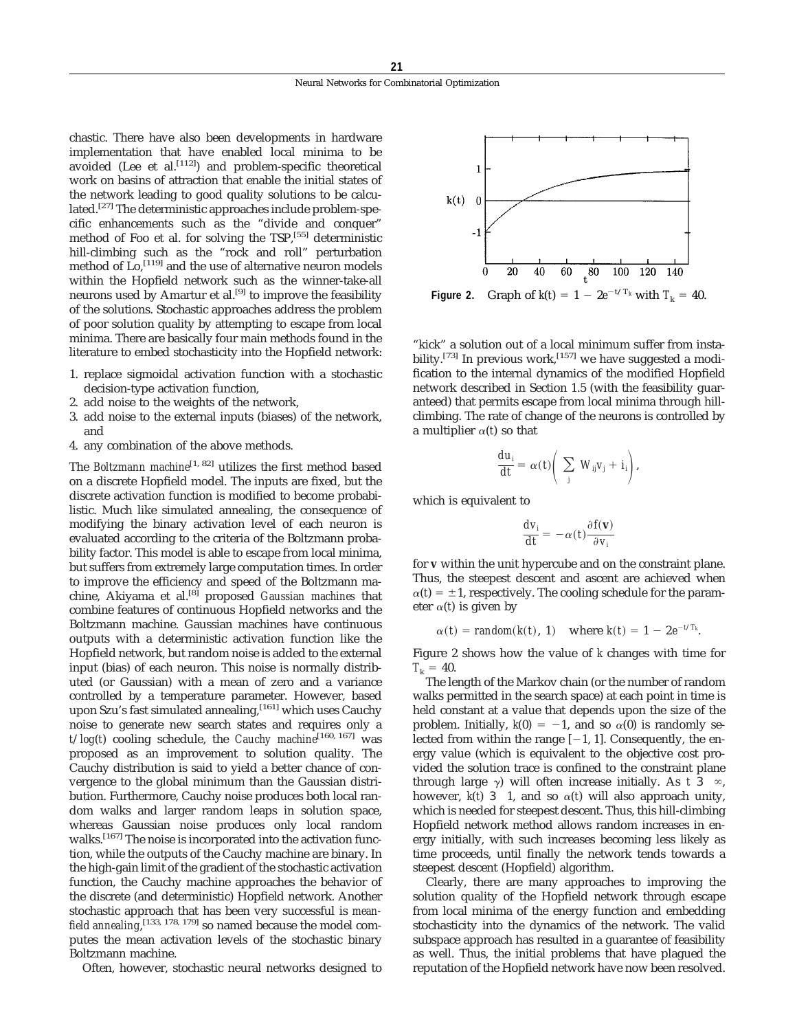chastic. There have also been developments in hardware implementation that have enabled local minima to be avoided (Lee et al.[112]) and problem-specific theoretical work on basins of attraction that enable the initial states of the network leading to good quality solutions to be calculated.[27] The deterministic approaches include problem-specific enhancements such as the "divide and conquer" method of Foo et al. for solving the TSP,[55] deterministic hill-climbing such as the "rock and roll" perturbation method of Lo,[119] and the use of alternative neuron models within the Hopfield network such as the winner-take-all neurons used by Amartur et al.[9] to improve the feasibility of the solutions. Stochastic approaches address the problem of poor solution quality by attempting to escape from local minima. There are basically four main methods found in the literature to embed stochasticity into the Hopfield network:

1. replace sigmoidal activation function with a stochastic decision-type activation function,
2. add noise to the weights of the network,
3. add noise to the external inputs (biases) of the network, and
4. any combination of the above methods.

The *Boltzmann machine*[1, 82] utilizes the first method based on a discrete Hopfield model. The inputs are fixed, but the discrete activation function is modified to become probabilistic. Much like simulated annealing, the consequence of modifying the binary activation level of each neuron is evaluated according to the criteria of the Boltzmann probability factor. This model is able to escape from local minima, but suffers from extremely large computation times. In order to improve the efficiency and speed of the Boltzmann machine, Akiyama et al.[8] proposed *Gaussian machines* that combine features of continuous Hopfield networks and the Boltzmann machine. Gaussian machines have continuous outputs with a deterministic activation function like the Hopfield network, but random noise is added to the external input (bias) of each neuron. This noise is normally distributed (or Gaussian) with a mean of zero and a variance controlled by a temperature parameter. However, based upon Szu's fast simulated annealing,[161] which uses Cauchy noise to generate new search states and requires only a $t/\log(t)$ cooling schedule, the *Cauchy machine*[160, 167] was proposed as an improvement to solution quality. The Cauchy distribution is said to yield a better chance of convergence to the global minimum than the Gaussian distribution. Furthermore, Cauchy noise produces both local random walks and larger random leaps in solution space, whereas Gaussian noise produces only local random walks.[167] The noise is incorporated into the activation function, while the outputs of the Cauchy machine are binary. In the high-gain limit of the gradient of the stochastic activation function, the Cauchy machine approaches the behavior of the discrete (and deterministic) Hopfield network. Another stochastic approach that has been very successful is *mean-field annealing*,[133, 178, 179] so named because the model computes the mean activation levels of the stochastic binary Boltzmann machine.

Often, however, stochastic neural networks designed to "kick" a solution out of a local minimum suffer from instability.[73] In previous work,[157] we have suggested a modification to the internal dynamics of the modified Hopfield network described in Section 1.5 (with the feasibility guaranteed) that permits escape from local minima through hill-climbing. The rate of change of the neurons is controlled by a multiplier $\alpha(t)$ so that

$$\frac{du_i}{dt} = \alpha(t)\left(\sum_j W_{ij}v_j + i_i\right),$$

which is equivalent to

$$\frac{dv_i}{dt} = -\alpha(t)\frac{\partial f(\mathbf{v})}{\partial v_i}$$

for $\mathbf{v}$ within the unit hypercube and on the constraint plane. Thus, the steepest descent and ascent are achieved when $\alpha(t) = \pm 1$, respectively. The cooling schedule for the parameter $\alpha(t)$ is given by

$$\alpha(t) = \mathit{random}(k(t), 1) \quad \text{where } k(t) = 1 - 2e^{-t/T_k}.$$

**Figure 2.** Graph of $k(t) = 1 - 2e^{-t/T_k}$ with $T_k = 40$.

Figure 2 shows how the value of $k$ changes with time for $T_k = 40$.

The length of the Markov chain (or the number of random walks permitted in the search space) at each point in time is held constant at a value that depends upon the size of the problem. Initially, $k(0) = -1$, and so $\alpha(0)$ is randomly selected from within the range $[-1, 1]$. Consequently, the energy value (which is equivalent to the objective cost provided the solution trace is confined to the constraint plane through large $\gamma$) will often increase initially. As $t \to \infty$, however, $k(t) \to 1$, and so $\alpha(t)$ will also approach unity, which is needed for steepest descent. Thus, this hill-climbing Hopfield network method allows random increases in energy initially, with such increases becoming less likely as time proceeds, until finally the network tends towards a steepest descent (Hopfield) algorithm.

Clearly, there are many approaches to improving the solution quality of the Hopfield network through escape from local minima of the energy function and embedding stochasticity into the dynamics of the network. The valid subspace approach has resulted in a guarantee of feasibility as well. Thus, the initial problems that have plagued the reputation of the Hopfield network have now been resolved.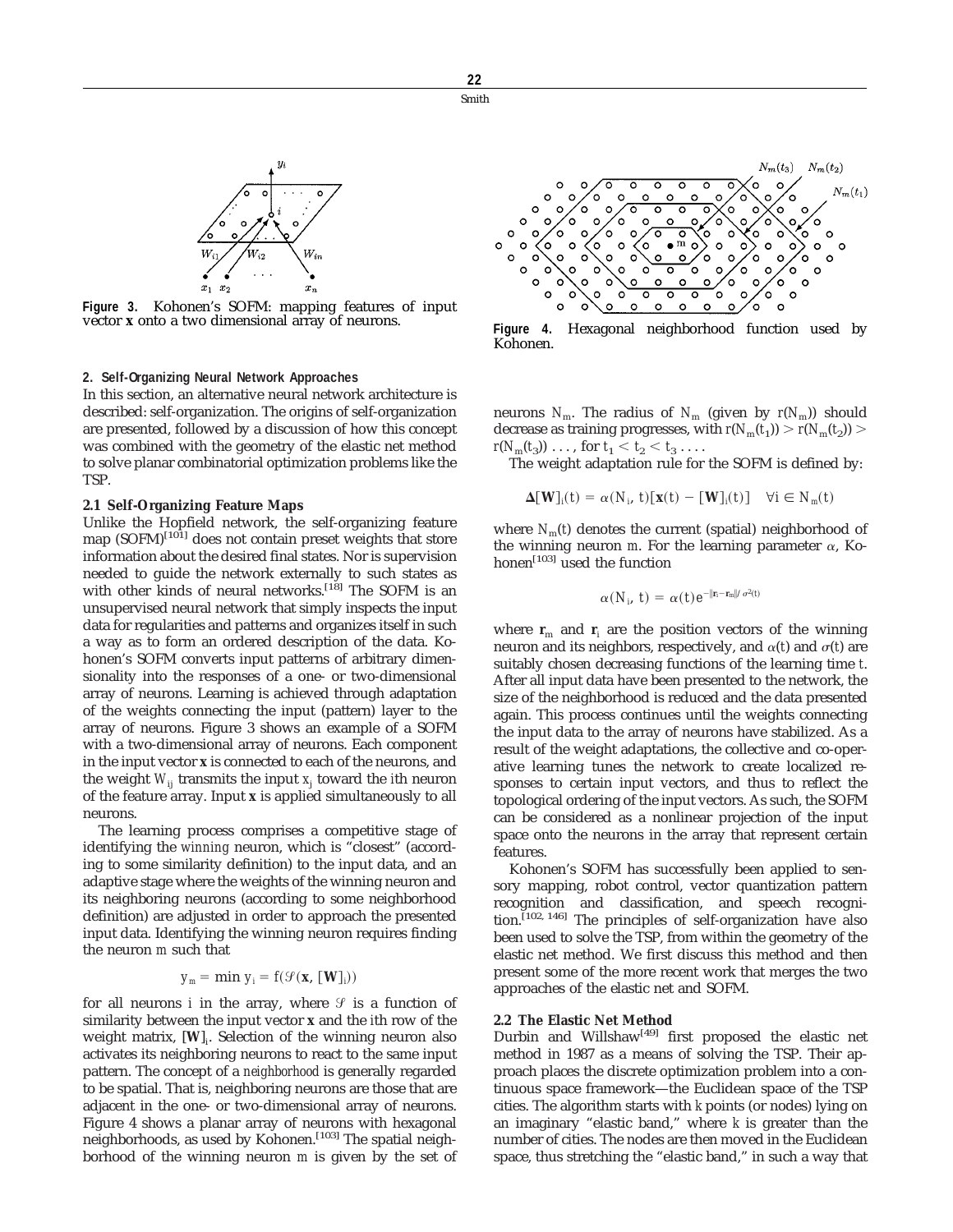Figure 3. Kohonen's SOFM: mapping features of input vector **x** onto a two dimensional array of neurons.

Figure 4. Hexagonal neighborhood function used by Kohonen.

#### 2. Self-Organizing Neural Network Approaches

In this section, an alternative neural network architecture is described: self-organization. The origins of self-organization are presented, followed by a discussion of how this concept was combined with the geometry of the elastic net method to solve planar combinatorial optimization problems like the TSP.

### 2.1 Self-Organizing Feature Maps

Unlike the Hopfield network, the self-organizing feature map (SOFM)[101] does not contain preset weights that store information about the desired final states. Nor is supervision needed to guide the network externally to such states as with other kinds of neural networks.[18] The SOFM is an unsupervised neural network that simply inspects the input data for regularities and patterns and organizes itself in such a way as to form an ordered description of the data. Kohonen's SOFM converts input patterns of arbitrary dimensionality into the responses of a one- or two-dimensional array of neurons. Learning is achieved through adaptation of the weights connecting the input (pattern) layer to the array of neurons. Figure 3 shows an example of a SOFM with a two-dimensional array of neurons. Each component in the input vector **x** is connected to each of the neurons, and the weight $W_{ij}$ transmits the input $x_j$ toward the $i$th neuron of the feature array. Input **x** is applied simultaneously to all neurons.

The learning process comprises a competitive stage of identifying the *winning* neuron, which is "closest" (according to some similarity definition) to the input data, and an adaptive stage where the weights of the winning neuron and its neighboring neurons (according to some neighborhood definition) are adjusted in order to approach the presented input data. Identifying the winning neuron requires finding the neuron $m$ such that

$$y_m = \min y_i = f(\mathcal{S}(\mathbf{x}, [\mathbf{W}]_i))$$

for all neurons $i$ in the array, where $\mathcal{S}$ is a function of similarity between the input vector **x** and the $i$th row of the weight matrix, $[\mathbf{W}]_i$. Selection of the winning neuron also activates its neighboring neurons to react to the same input pattern. The concept of a *neighborhood* is generally regarded to be spatial. That is, neighboring neurons are those that are adjacent in the one- or two-dimensional array of neurons. Figure 4 shows a planar array of neurons with hexagonal neighborhoods, as used by Kohonen.[103] The spatial neighborhood of the winning neuron $m$ is given by the set of neurons $N_m$. The radius of $N_m$ (given by $r(N_m)$) should decrease as training progresses, with $r(N_m(t_1)) > r(N_m(t_2)) > r(N_m(t_3)) \ldots$, for $t_1 < t_2 < t_3 \ldots$.

The weight adaptation rule for the SOFM is defined by:

$$\Delta[\mathbf{W}]_i(t) = \alpha(N_i, t)[\mathbf{x}(t) - [\mathbf{W}]_i(t)] \quad \forall i \in N_m(t)$$

where $N_m(t)$ denotes the current (spatial) neighborhood of the winning neuron $m$. For the learning parameter $\alpha$, Kohonen[103] used the function

$$\alpha(N_i, t) = \alpha(t)e^{-\|\mathbf{r}_i - \mathbf{r}_m\|/\sigma^2(t)}$$

where $\mathbf{r}_m$ and $\mathbf{r}_i$ are the position vectors of the winning neuron and its neighbors, respectively, and $\alpha(t)$ and $\sigma(t)$ are suitably chosen decreasing functions of the learning time $t$. After all input data have been presented to the network, the size of the neighborhood is reduced and the data presented again. This process continues until the weights connecting the input data to the array of neurons have stabilized. As a result of the weight adaptations, the collective and co-operative learning tunes the network to create localized responses to certain input vectors, and thus to reflect the topological ordering of the input vectors. As such, the SOFM can be considered as a nonlinear projection of the input space onto the neurons in the array that represent certain features.

Kohonen's SOFM has successfully been applied to sensory mapping, robot control, vector quantization pattern recognition and classification, and speech recognition.[102, 146] The principles of self-organization have also been used to solve the TSP, from within the geometry of the elastic net method. We first discuss this method and then present some of the more recent work that merges the two approaches of the elastic net and SOFM.

### 2.2 The Elastic Net Method

Durbin and Willshaw[49] first proposed the elastic net method in 1987 as a means of solving the TSP. Their approach places the discrete optimization problem into a continuous space framework—the Euclidean space of the TSP cities. The algorithm starts with $k$ points (or nodes) lying on an imaginary "elastic band," where $k$ is greater than the number of cities. The nodes are then moved in the Euclidean space, thus stretching the "elastic band," in such a way that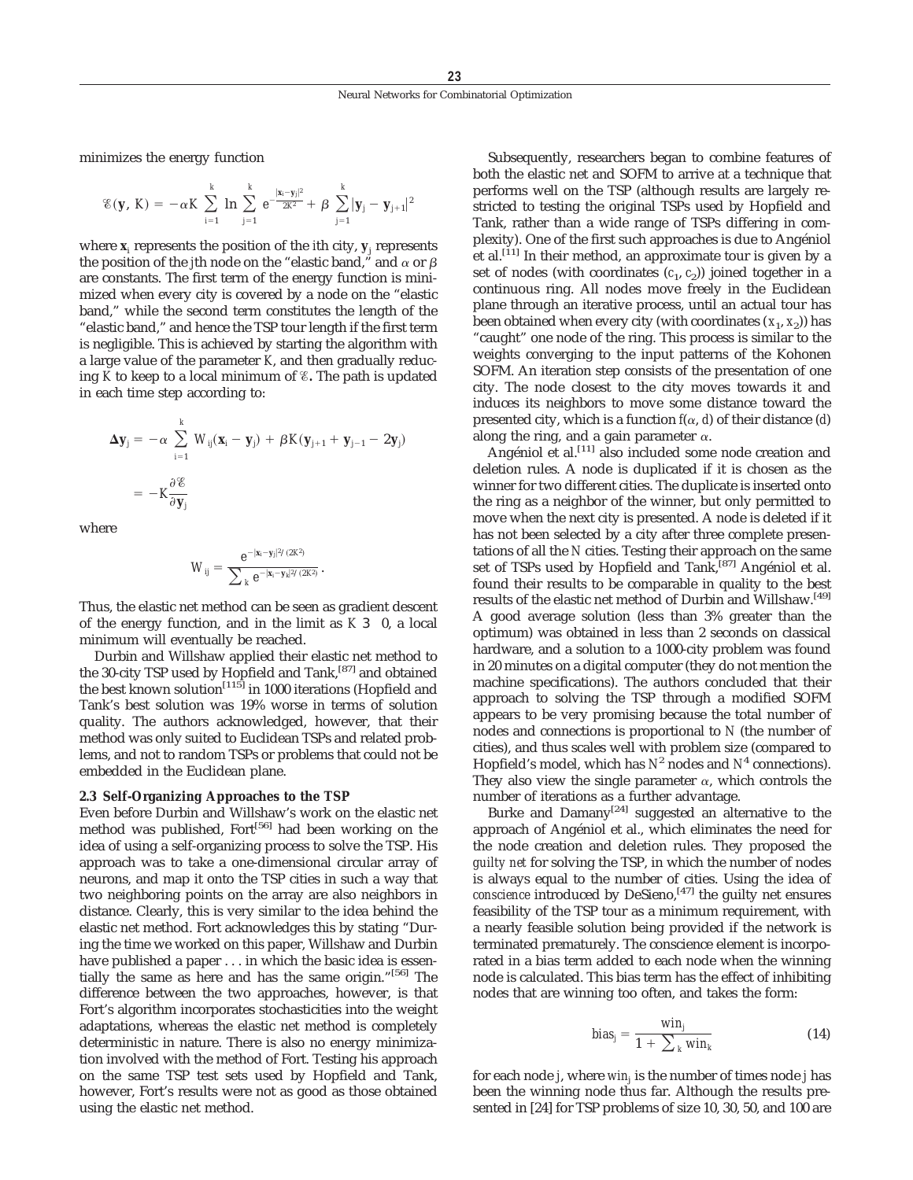minimizes the energy function

$$\mathscr{E}(\mathbf{y}, K) = -\alpha K \sum_{i=1}^{k} \ln \sum_{j=1}^{k} e^{-\frac{|\mathbf{x}_i - \mathbf{y}_j|^2}{2K^2}} + \beta \sum_{j=1}^{k} |\mathbf{y}_j - \mathbf{y}_{j+1}|^2$$

where $\mathbf{x}_i$ represents the position of the $i$th city, $\mathbf{y}_j$ represents the position of the $j$th node on the "elastic band," and $\alpha$ or $\beta$ are constants. The first term of the energy function is minimized when every city is covered by a node on the "elastic band," while the second term constitutes the length of the "elastic band," and hence the TSP tour length if the first term is negligible. This is achieved by starting the algorithm with a large value of the parameter $K$, and then gradually reducing $K$ to keep to a local minimum of $\mathscr{E}$. The path is updated in each time step according to:

$$\begin{aligned}\Delta \mathbf{y}_j &= -\alpha \sum_{i=1}^{k} W_{ij}(\mathbf{x}_i - \mathbf{y}_j) + \beta K(\mathbf{y}_{j+1} + \mathbf{y}_{j-1} - 2\mathbf{y}_j) \\ &= -K\frac{\partial \mathscr{E}}{\partial \mathbf{y}_j}\end{aligned}$$

where

$$W_{ij} = \frac{e^{-|\mathbf{x}_i - \mathbf{y}_j|^2/(2K^2)}}{\sum_k e^{-|\mathbf{x}_i - \mathbf{y}_k|^2/(2K^2)}}.$$

Thus, the elastic net method can be seen as gradient descent of the energy function, and in the limit as $K \to 0$, a local minimum will eventually be reached.

Durbin and Willshaw applied their elastic net method to the 30-city TSP used by Hopfield and Tank,[87] and obtained the best known solution[115] in 1000 iterations (Hopfield and Tank's best solution was 19% worse in terms of solution quality. The authors acknowledged, however, that their method was only suited to Euclidean TSPs and related problems, and not to random TSPs or problems that could not be embedded in the Euclidean plane.

### 2.3 Self-Organizing Approaches to the TSP

Even before Durbin and Willshaw's work on the elastic net method was published, Fort[56] had been working on the idea of using a self-organizing process to solve the TSP. His approach was to take a one-dimensional circular array of neurons, and map it onto the TSP cities in such a way that two neighboring points on the array are also neighbors in distance. Clearly, this is very similar to the idea behind the elastic net method. Fort acknowledges this by stating "During the time we worked on this paper, Willshaw and Durbin have published a paper . . . in which the basic idea is essentially the same as here and has the same origin."[56] The difference between the two approaches, however, is that Fort's algorithm incorporates stochasticities into the weight adaptations, whereas the elastic net method is completely deterministic in nature. There is also no energy minimization involved with the method of Fort. Testing his approach on the same TSP test sets used by Hopfield and Tank, however, Fort's results were not as good as those obtained using the elastic net method.

Subsequently, researchers began to combine features of both the elastic net and SOFM to arrive at a technique that performs well on the TSP (although results are largely restricted to testing the original TSPs used by Hopfield and Tank, rather than a wide range of TSPs differing in complexity). One of the first such approaches is due to Angéniol et al.[11] In their method, an approximate tour is given by a set of nodes (with coordinates $(c_1, c_2)$) joined together in a continuous ring. All nodes move freely in the Euclidean plane through an iterative process, until an actual tour has been obtained when every city (with coordinates $(x_1, x_2)$) has "caught" one node of the ring. This process is similar to the weights converging to the input patterns of the Kohonen SOFM. An iteration step consists of the presentation of one city. The node closest to the city moves towards it and induces its neighbors to move some distance toward the presented city, which is a function $f(\alpha, d)$ of their distance $(d)$ along the ring, and a gain parameter $\alpha$.

Angéniol et al.[11] also included some node creation and deletion rules. A node is duplicated if it is chosen as the winner for two different cities. The duplicate is inserted onto the ring as a neighbor of the winner, but only permitted to move when the next city is presented. A node is deleted if it has not been selected by a city after three complete presentations of all the $N$ cities. Testing their approach on the same set of TSPs used by Hopfield and Tank,[87] Angéniol et al. found their results to be comparable in quality to the best results of the elastic net method of Durbin and Willshaw.[49] A good average solution (less than 3% greater than the optimum) was obtained in less than 2 seconds on classical hardware, and a solution to a 1000-city problem was found in 20 minutes on a digital computer (they do not mention the machine specifications). The authors concluded that their approach to solving the TSP through a modified SOFM appears to be very promising because the total number of nodes and connections is proportional to $N$ (the number of cities), and thus scales well with problem size (compared to Hopfield's model, which has $N^2$ nodes and $N^4$ connections). They also view the single parameter $\alpha$, which controls the number of iterations as a further advantage.

Burke and Damany[24] suggested an alternative to the approach of Angéniol et al., which eliminates the need for the node creation and deletion rules. They proposed the *guilty net* for solving the TSP, in which the number of nodes is always equal to the number of cities. Using the idea of *conscience* introduced by DeSieno,[47] the guilty net ensures feasibility of the TSP tour as a minimum requirement, with a nearly feasible solution being provided if the network is terminated prematurely. The conscience element is incorporated in a bias term added to each node when the winning node is calculated. This bias term has the effect of inhibiting nodes that are winning too often, and takes the form:

$$bias_j = \frac{win_j}{1 + \sum_k win_k} \tag{14}$$

for each node $j$, where $win_j$ is the number of times node $j$ has been the winning node thus far. Although the results presented in [24] for TSP problems of size 10, 30, 50, and 100 are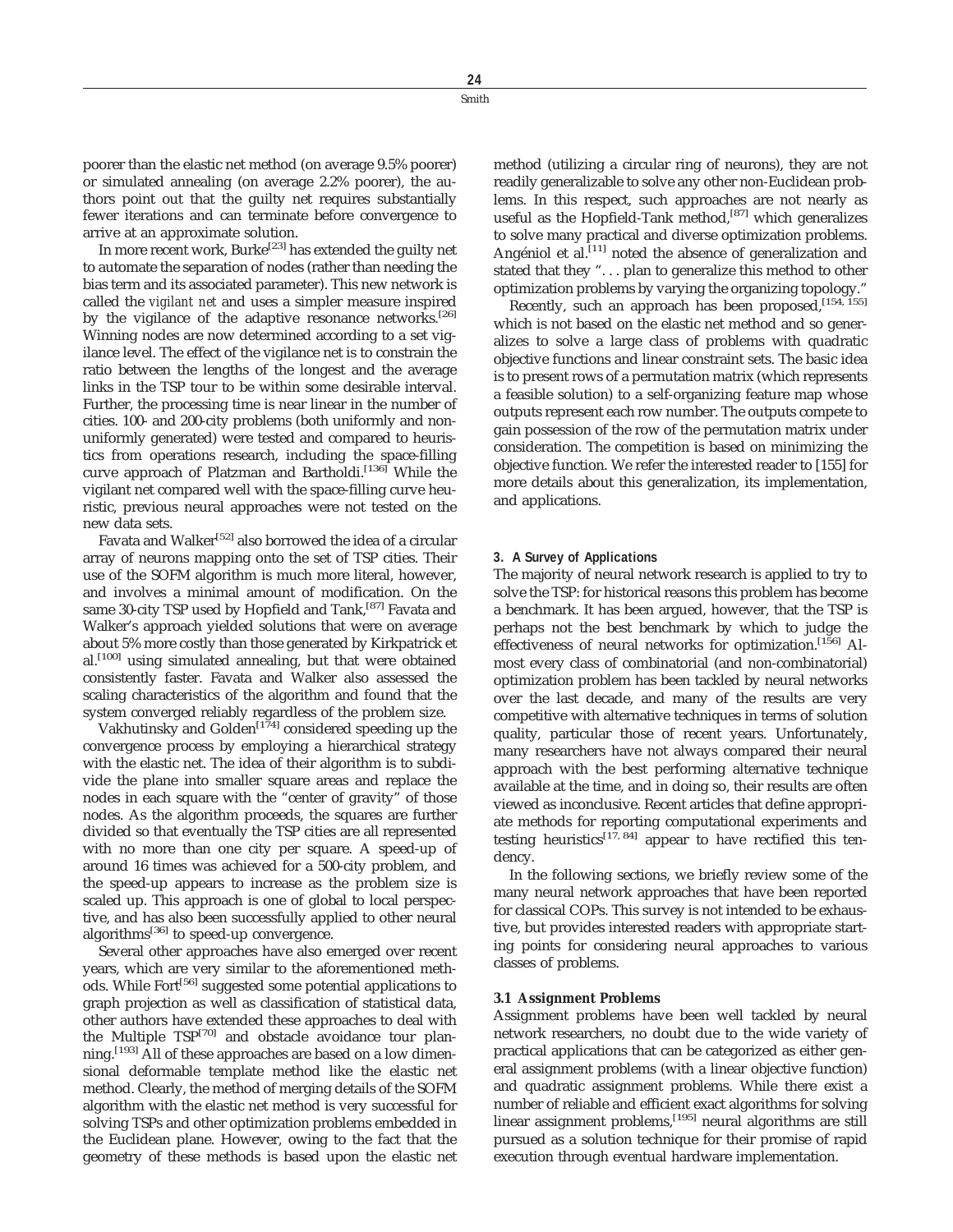poorer than the elastic net method (on average 9.5% poorer) or simulated annealing (on average 2.2% poorer), the authors point out that the guilty net requires substantially fewer iterations and can terminate before convergence to arrive at an approximate solution.

In more recent work, Burke[23] has extended the guilty net to automate the separation of nodes (rather than needing the bias term and its associated parameter). This new network is called the *vigilant net* and uses a simpler measure inspired by the vigilance of the adaptive resonance networks.[26] Winning nodes are now determined according to a set vigilance level. The effect of the vigilance net is to constrain the ratio between the lengths of the longest and the average links in the TSP tour to be within some desirable interval. Further, the processing time is near linear in the number of cities. 100- and 200-city problems (both uniformly and nonuniformly generated) were tested and compared to heuristics from operations research, including the space-filling curve approach of Platzman and Bartholdi.[136] While the vigilant net compared well with the space-filling curve heuristic, previous neural approaches were not tested on the new data sets.

Favata and Walker[52] also borrowed the idea of a circular array of neurons mapping onto the set of TSP cities. Their use of the SOFM algorithm is much more literal, however, and involves a minimal amount of modification. On the same 30-city TSP used by Hopfield and Tank,[87] Favata and Walker's approach yielded solutions that were on average about 5% more costly than those generated by Kirkpatrick et al.[100] using simulated annealing, but that were obtained consistently faster. Favata and Walker also assessed the scaling characteristics of the algorithm and found that the system converged reliably regardless of the problem size.

Vakhutinsky and Golden[174] considered speeding up the convergence process by employing a hierarchical strategy with the elastic net. The idea of their algorithm is to subdivide the plane into smaller square areas and replace the nodes in each square with the "center of gravity" of those nodes. As the algorithm proceeds, the squares are further divided so that eventually the TSP cities are all represented with no more than one city per square. A speed-up of around 16 times was achieved for a 500-city problem, and the speed-up appears to increase as the problem size is scaled up. This approach is one of global to local perspective, and has also been successfully applied to other neural algorithms[36] to speed-up convergence.

Several other approaches have also emerged over recent years, which are very similar to the aforementioned methods. While Fort[56] suggested some potential applications to graph projection as well as classification of statistical data, other authors have extended these approaches to deal with the Multiple TSP[70] and obstacle avoidance tour planning.[193] All of these approaches are based on a low dimensional deformable template method like the elastic net method. Clearly, the method of merging details of the SOFM algorithm with the elastic net method is very successful for solving TSPs and other optimization problems embedded in the Euclidean plane. However, owing to the fact that the geometry of these methods is based upon the elastic net method (utilizing a circular ring of neurons), they are not readily generalizable to solve any other non-Euclidean problems. In this respect, such approaches are not nearly as useful as the Hopfield-Tank method,[87] which generalizes to solve many practical and diverse optimization problems. Angéniol et al.[11] noted the absence of generalization and stated that they ". . . plan to generalize this method to other optimization problems by varying the organizing topology."

Recently, such an approach has been proposed,[154, 155] which is not based on the elastic net method and so generalizes to solve a large class of problems with quadratic objective functions and linear constraint sets. The basic idea is to present rows of a permutation matrix (which represents a feasible solution) to a self-organizing feature map whose outputs represent each row number. The outputs compete to gain possession of the row of the permutation matrix under consideration. The competition is based on minimizing the objective function. We refer the interested reader to [155] for more details about this generalization, its implementation, and applications.

## 3. A Survey of Applications

The majority of neural network research is applied to try to solve the TSP: for historical reasons this problem has become a benchmark. It has been argued, however, that the TSP is perhaps not the best benchmark by which to judge the effectiveness of neural networks for optimization.[156] Almost every class of combinatorial (and non-combinatorial) optimization problem has been tackled by neural networks over the last decade, and many of the results are very competitive with alternative techniques in terms of solution quality, particular those of recent years. Unfortunately, many researchers have not always compared their neural approach with the best performing alternative technique available at the time, and in doing so, their results are often viewed as inconclusive. Recent articles that define appropriate methods for reporting computational experiments and testing heuristics[17, 84] appear to have rectified this tendency.

In the following sections, we briefly review some of the many neural network approaches that have been reported for classical COPs. This survey is not intended to be exhaustive, but provides interested readers with appropriate starting points for considering neural approaches to various classes of problems.

### 3.1 Assignment Problems

Assignment problems have been well tackled by neural network researchers, no doubt due to the wide variety of practical applications that can be categorized as either general assignment problems (with a linear objective function) and quadratic assignment problems. While there exist a number of reliable and efficient exact algorithms for solving linear assignment problems,[195] neural algorithms are still pursued as a solution technique for their promise of rapid execution through eventual hardware implementation.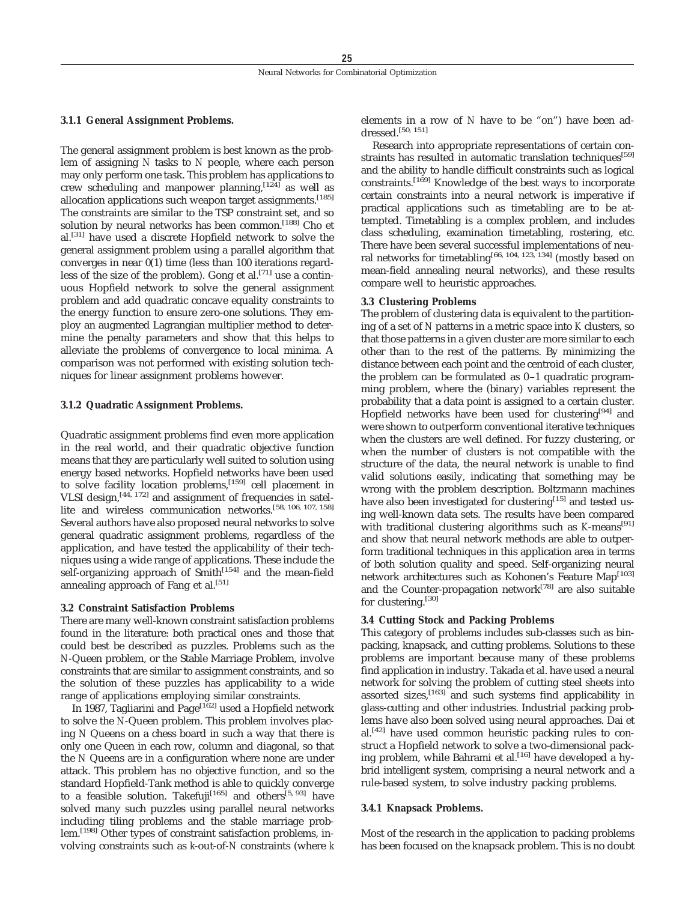### 3.1.1 General Assignment Problems.

The general assignment problem is best known as the problem of assigning $N$ tasks to $N$ people, where each person may only perform one task. This problem has applications to crew scheduling and manpower planning,[124] as well as allocation applications such weapon target assignments.[185] The constraints are similar to the TSP constraint set, and so solution by neural networks has been common.[188] Cho et al.[31] have used a discrete Hopfield network to solve the general assignment problem using a parallel algorithm that converges in near 0(1) time (less than 100 iterations regardless of the size of the problem). Gong et al.[71] use a continuous Hopfield network to solve the general assignment problem and add quadratic concave equality constraints to the energy function to ensure zero-one solutions. They employ an augmented Lagrangian multiplier method to determine the penalty parameters and show that this helps to alleviate the problems of convergence to local minima. A comparison was not performed with existing solution techniques for linear assignment problems however.

### 3.1.2 Quadratic Assignment Problems.

Quadratic assignment problems find even more application in the real world, and their quadratic objective function means that they are particularly well suited to solution using energy based networks. Hopfield networks have been used to solve facility location problems,[159] cell placement in VLSI design,[44, 172] and assignment of frequencies in satellite and wireless communication networks.[58, 106, 107, 158] Several authors have also proposed neural networks to solve general quadratic assignment problems, regardless of the application, and have tested the applicability of their techniques using a wide range of applications. These include the self-organizing approach of Smith[154] and the mean-field annealing approach of Fang et al.[51]

### 3.2 Constraint Satisfaction Problems

There are many well-known constraint satisfaction problems found in the literature: both practical ones and those that could best be described as puzzles. Problems such as the $N$-Queen problem, or the Stable Marriage Problem, involve constraints that are similar to assignment constraints, and so the solution of these puzzles has applicability to a wide range of applications employing similar constraints.

In 1987, Tagliarini and Page[162] used a Hopfield network to solve the $N$-Queen problem. This problem involves placing $N$ Queens on a chess board in such a way that there is only one Queen in each row, column and diagonal, so that the $N$ Queens are in a configuration where none are under attack. This problem has no objective function, and so the standard Hopfield-Tank method is able to quickly converge to a feasible solution. Takefuji[165] and others[5, 93] have solved many such puzzles using parallel neural networks including tiling problems and the stable marriage problem.[198] Other types of constraint satisfaction problems, involving constraints such as $k$-out-of-$N$ constraints (where $k$ elements in a row of $N$ have to be "on") have been addressed.[50, 151]

Research into appropriate representations of certain constraints has resulted in automatic translation techniques[59] and the ability to handle difficult constraints such as logical constraints.[169] Knowledge of the best ways to incorporate certain constraints into a neural network is imperative if practical applications such as timetabling are to be attempted. Timetabling is a complex problem, and includes class scheduling, examination timetabling, rostering, etc. There have been several successful implementations of neural networks for timetabling[66, 104, 123, 134] (mostly based on mean-field annealing neural networks), and these results compare well to heuristic approaches.

### 3.3 Clustering Problems

The problem of clustering data is equivalent to the partitioning of a set of $N$ patterns in a metric space into $K$ clusters, so that those patterns in a given cluster are more similar to each other than to the rest of the patterns. By minimizing the distance between each point and the centroid of each cluster, the problem can be formulated as 0–1 quadratic programming problem, where the (binary) variables represent the probability that a data point is assigned to a certain cluster. Hopfield networks have been used for clustering[94] and were shown to outperform conventional iterative techniques when the clusters are well defined. For fuzzy clustering, or when the number of clusters is not compatible with the structure of the data, the neural network is unable to find valid solutions easily, indicating that something may be wrong with the problem description. Boltzmann machines have also been investigated for clustering[15] and tested using well-known data sets. The results have been compared with traditional clustering algorithms such as $K$-means[91] and show that neural network methods are able to outperform traditional techniques in this application area in terms of both solution quality and speed. Self-organizing neural network architectures such as Kohonen's Feature Map[103] and the Counter-propagation network[78] are also suitable for clustering.[30]

### 3.4 Cutting Stock and Packing Problems

This category of problems includes sub-classes such as bin-packing, knapsack, and cutting problems. Solutions to these problems are important because many of these problems find application in industry. Takada et al. have used a neural network for solving the problem of cutting steel sheets into assorted sizes,[163] and such systems find applicability in glass-cutting and other industries. Industrial packing problems have also been solved using neural approaches. Dai et al.[42] have used common heuristic packing rules to construct a Hopfield network to solve a two-dimensional packing problem, while Bahrami et al.[16] have developed a hybrid intelligent system, comprising a neural network and a rule-based system, to solve industry packing problems.

### 3.4.1 Knapsack Problems.

Most of the research in the application to packing problems has been focused on the knapsack problem. This is no doubt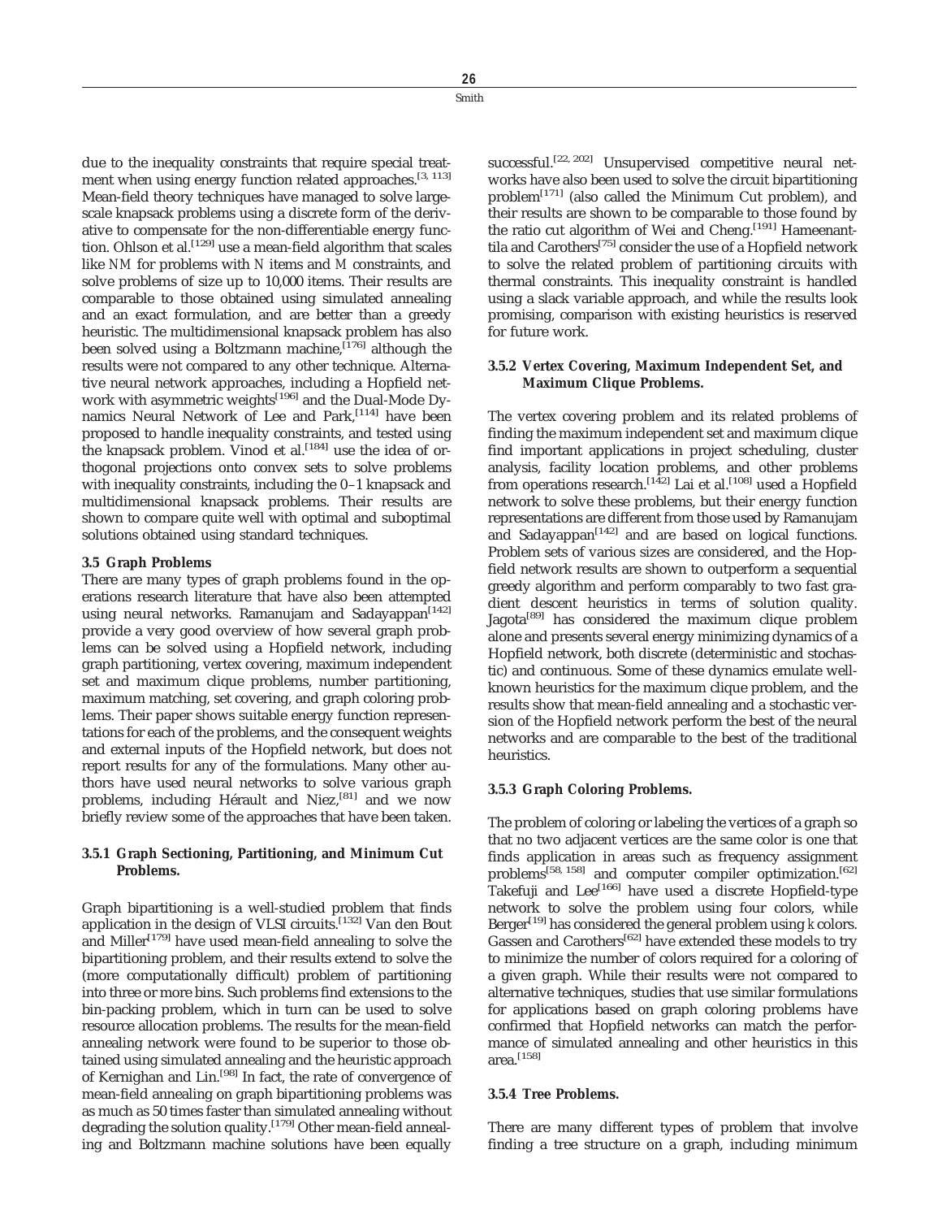due to the inequality constraints that require special treatment when using energy function related approaches.[3, 113] Mean-field theory techniques have managed to solve large-scale knapsack problems using a discrete form of the derivative to compensate for the non-differentiable energy function. Ohlson et al.[129] use a mean-field algorithm that scales like $NM$ for problems with $N$ items and $M$ constraints, and solve problems of size up to 10,000 items. Their results are comparable to those obtained using simulated annealing and an exact formulation, and are better than a greedy heuristic. The multidimensional knapsack problem has also been solved using a Boltzmann machine,[176] although the results were not compared to any other technique. Alternative neural network approaches, including a Hopfield network with asymmetric weights[196] and the Dual-Mode Dynamics Neural Network of Lee and Park,[114] have been proposed to handle inequality constraints, and tested using the knapsack problem. Vinod et al.[184] use the idea of orthogonal projections onto convex sets to solve problems with inequality constraints, including the 0–1 knapsack and multidimensional knapsack problems. Their results are shown to compare quite well with optimal and suboptimal solutions obtained using standard techniques.

### 3.5 Graph Problems

There are many types of graph problems found in the operations research literature that have also been attempted using neural networks. Ramanujam and Sadayappan[142] provide a very good overview of how several graph problems can be solved using a Hopfield network, including graph partitioning, vertex covering, maximum independent set and maximum clique problems, number partitioning, maximum matching, set covering, and graph coloring problems. Their paper shows suitable energy function representations for each of the problems, and the consequent weights and external inputs of the Hopfield network, but does not report results for any of the formulations. Many other authors have used neural networks to solve various graph problems, including Hérault and Niez,[81] and we now briefly review some of the approaches that have been taken.

#### 3.5.1 Graph Sectioning, Partitioning, and Minimum Cut Problems.

Graph bipartitioning is a well-studied problem that finds application in the design of VLSI circuits.[132] Van den Bout and Miller[179] have used mean-field annealing to solve the bipartitioning problem, and their results extend to solve the (more computationally difficult) problem of partitioning into three or more bins. Such problems find extensions to the bin-packing problem, which in turn can be used to solve resource allocation problems. The results for the mean-field annealing network were found to be superior to those obtained using simulated annealing and the heuristic approach of Kernighan and Lin.[98] In fact, the rate of convergence of mean-field annealing on graph bipartitioning problems was as much as 50 times faster than simulated annealing without degrading the solution quality.[179] Other mean-field annealing and Boltzmann machine solutions have been equally successful.[22, 202] Unsupervised competitive neural networks have also been used to solve the circuit bipartitioning problem[171] (also called the Minimum Cut problem), and their results are shown to be comparable to those found by the ratio cut algorithm of Wei and Cheng.[191] Hameenanttila and Carothers[75] consider the use of a Hopfield network to solve the related problem of partitioning circuits with thermal constraints. This inequality constraint is handled using a slack variable approach, and while the results look promising, comparison with existing heuristics is reserved for future work.

#### 3.5.2 Vertex Covering, Maximum Independent Set, and Maximum Clique Problems.

The vertex covering problem and its related problems of finding the maximum independent set and maximum clique find important applications in project scheduling, cluster analysis, facility location problems, and other problems from operations research.[142] Lai et al.[108] used a Hopfield network to solve these problems, but their energy function representations are different from those used by Ramanujam and Sadayappan[142] and are based on logical functions. Problem sets of various sizes are considered, and the Hopfield network results are shown to outperform a sequential greedy algorithm and perform comparably to two fast gradient descent heuristics in terms of solution quality. Jagota[89] has considered the maximum clique problem alone and presents several energy minimizing dynamics of a Hopfield network, both discrete (deterministic and stochastic) and continuous. Some of these dynamics emulate well-known heuristics for the maximum clique problem, and the results show that mean-field annealing and a stochastic version of the Hopfield network perform the best of the neural networks and are comparable to the best of the traditional heuristics.

#### 3.5.3 Graph Coloring Problems.

The problem of coloring or labeling the vertices of a graph so that no two adjacent vertices are the same color is one that finds application in areas such as frequency assignment problems[58, 158] and computer compiler optimization.[62] Takefuji and Lee[166] have used a discrete Hopfield-type network to solve the problem using four colors, while Berger[19] has considered the general problem using $k$ colors. Gassen and Carothers[62] have extended these models to try to minimize the number of colors required for a coloring of a given graph. While their results were not compared to alternative techniques, studies that use similar formulations for applications based on graph coloring problems have confirmed that Hopfield networks can match the performance of simulated annealing and other heuristics in this area.[158]

#### 3.5.4 Tree Problems.

There are many different types of problem that involve finding a tree structure on a graph, including minimum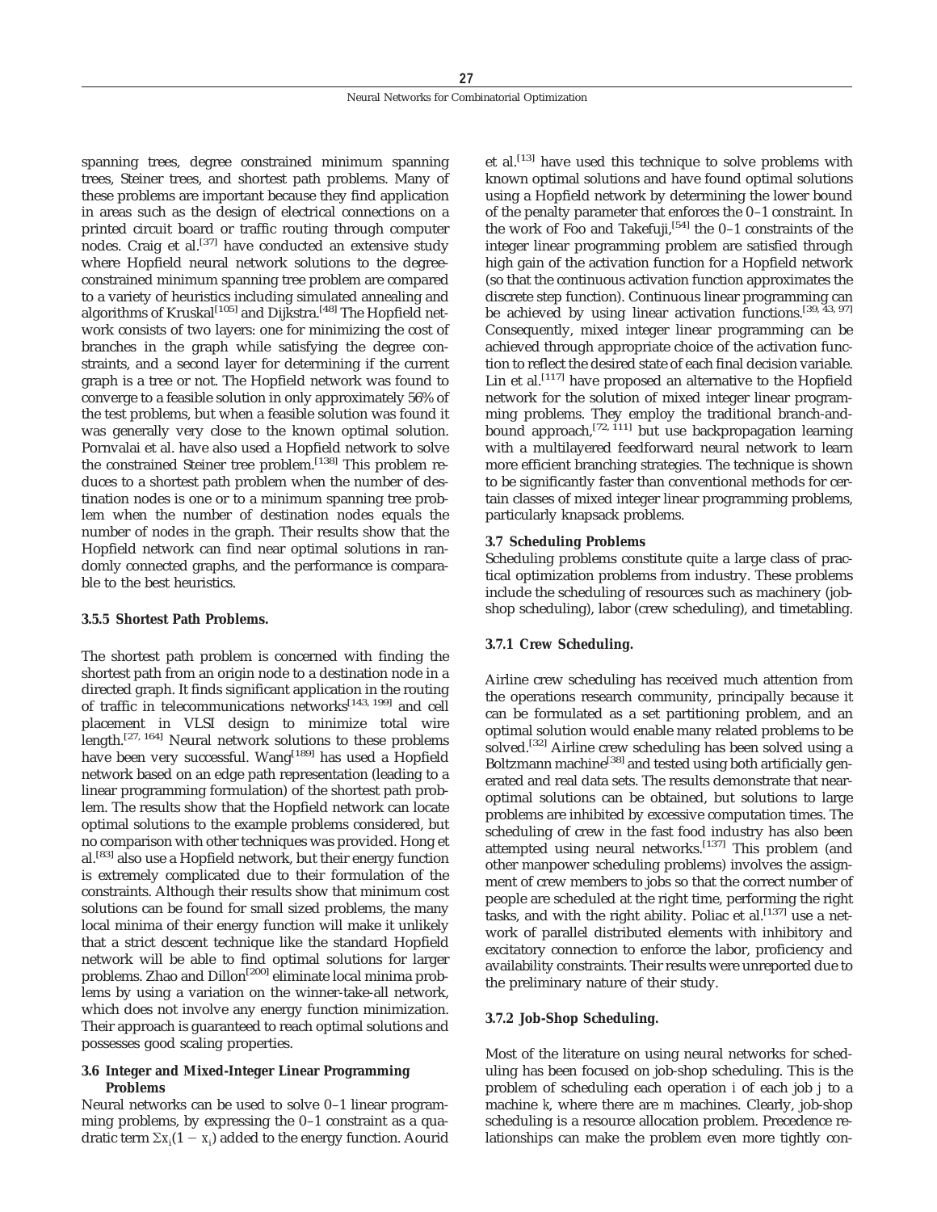spanning trees, degree constrained minimum spanning trees, Steiner trees, and shortest path problems. Many of these problems are important because they find application in areas such as the design of electrical connections on a printed circuit board or traffic routing through computer nodes. Craig et al.[37] have conducted an extensive study where Hopfield neural network solutions to the degree-constrained minimum spanning tree problem are compared to a variety of heuristics including simulated annealing and algorithms of Kruskal[105] and Dijkstra.[48] The Hopfield network consists of two layers: one for minimizing the cost of branches in the graph while satisfying the degree constraints, and a second layer for determining if the current graph is a tree or not. The Hopfield network was found to converge to a feasible solution in only approximately 56% of the test problems, but when a feasible solution was found it was generally very close to the known optimal solution. Pornvalai et al. have also used a Hopfield network to solve the constrained Steiner tree problem.[138] This problem reduces to a shortest path problem when the number of destination nodes is one or to a minimum spanning tree problem when the number of destination nodes equals the number of nodes in the graph. Their results show that the Hopfield network can find near optimal solutions in randomly connected graphs, and the performance is comparable to the best heuristics.

#### 3.5.5 Shortest Path Problems.

The shortest path problem is concerned with finding the shortest path from an origin node to a destination node in a directed graph. It finds significant application in the routing of traffic in telecommunications networks[143, 199] and cell placement in VLSI design to minimize total wire length.[27, 164] Neural network solutions to these problems have been very successful. Wang[189] has used a Hopfield network based on an edge path representation (leading to a linear programming formulation) of the shortest path problem. The results show that the Hopfield network can locate optimal solutions to the example problems considered, but no comparison with other techniques was provided. Hong et al.[83] also use a Hopfield network, but their energy function is extremely complicated due to their formulation of the constraints. Although their results show that minimum cost solutions can be found for small sized problems, the many local minima of their energy function will make it unlikely that a strict descent technique like the standard Hopfield network will be able to find optimal solutions for larger problems. Zhao and Dillon[200] eliminate local minima problems by using a variation on the winner-take-all network, which does not involve any energy function minimization. Their approach is guaranteed to reach optimal solutions and possesses good scaling properties.

### 3.6 Integer and Mixed-Integer Linear Programming Problems

Neural networks can be used to solve 0–1 linear programming problems, by expressing the 0–1 constraint as a quadratic term $\Sigma x_i(1 - x_i)$ added to the energy function. Aourid et al.[13] have used this technique to solve problems with known optimal solutions and have found optimal solutions using a Hopfield network by determining the lower bound of the penalty parameter that enforces the 0–1 constraint. In the work of Foo and Takefuji,[54] the 0–1 constraints of the integer linear programming problem are satisfied through high gain of the activation function for a Hopfield network (so that the continuous activation function approximates the discrete step function). Continuous linear programming can be achieved by using linear activation functions.[39, 43, 97] Consequently, mixed integer linear programming can be achieved through appropriate choice of the activation function to reflect the desired state of each final decision variable. Lin et al.[117] have proposed an alternative to the Hopfield network for the solution of mixed integer linear programming problems. They employ the traditional branch-and-bound approach,[72, 111] but use backpropagation learning with a multilayered feedforward neural network to learn more efficient branching strategies. The technique is shown to be significantly faster than conventional methods for certain classes of mixed integer linear programming problems, particularly knapsack problems.

### 3.7 Scheduling Problems

Scheduling problems constitute quite a large class of practical optimization problems from industry. These problems include the scheduling of resources such as machinery (job-shop scheduling), labor (crew scheduling), and timetabling.

#### 3.7.1 Crew Scheduling.

Airline crew scheduling has received much attention from the operations research community, principally because it can be formulated as a set partitioning problem, and an optimal solution would enable many related problems to be solved.[32] Airline crew scheduling has been solved using a Boltzmann machine[38] and tested using both artificially generated and real data sets. The results demonstrate that near-optimal solutions can be obtained, but solutions to large problems are inhibited by excessive computation times. The scheduling of crew in the fast food industry has also been attempted using neural networks.[137] This problem (and other manpower scheduling problems) involves the assignment of crew members to jobs so that the correct number of people are scheduled at the right time, performing the right tasks, and with the right ability. Poliac et al.[137] use a network of parallel distributed elements with inhibitory and excitatory connection to enforce the labor, proficiency and availability constraints. Their results were unreported due to the preliminary nature of their study.

#### 3.7.2 Job-Shop Scheduling.

Most of the literature on using neural networks for scheduling has been focused on job-shop scheduling. This is the problem of scheduling each operation $i$ of each job $j$ to a machine $k$, where there are $m$ machines. Clearly, job-shop scheduling is a resource allocation problem. Precedence relationships can make the problem even more tightly con-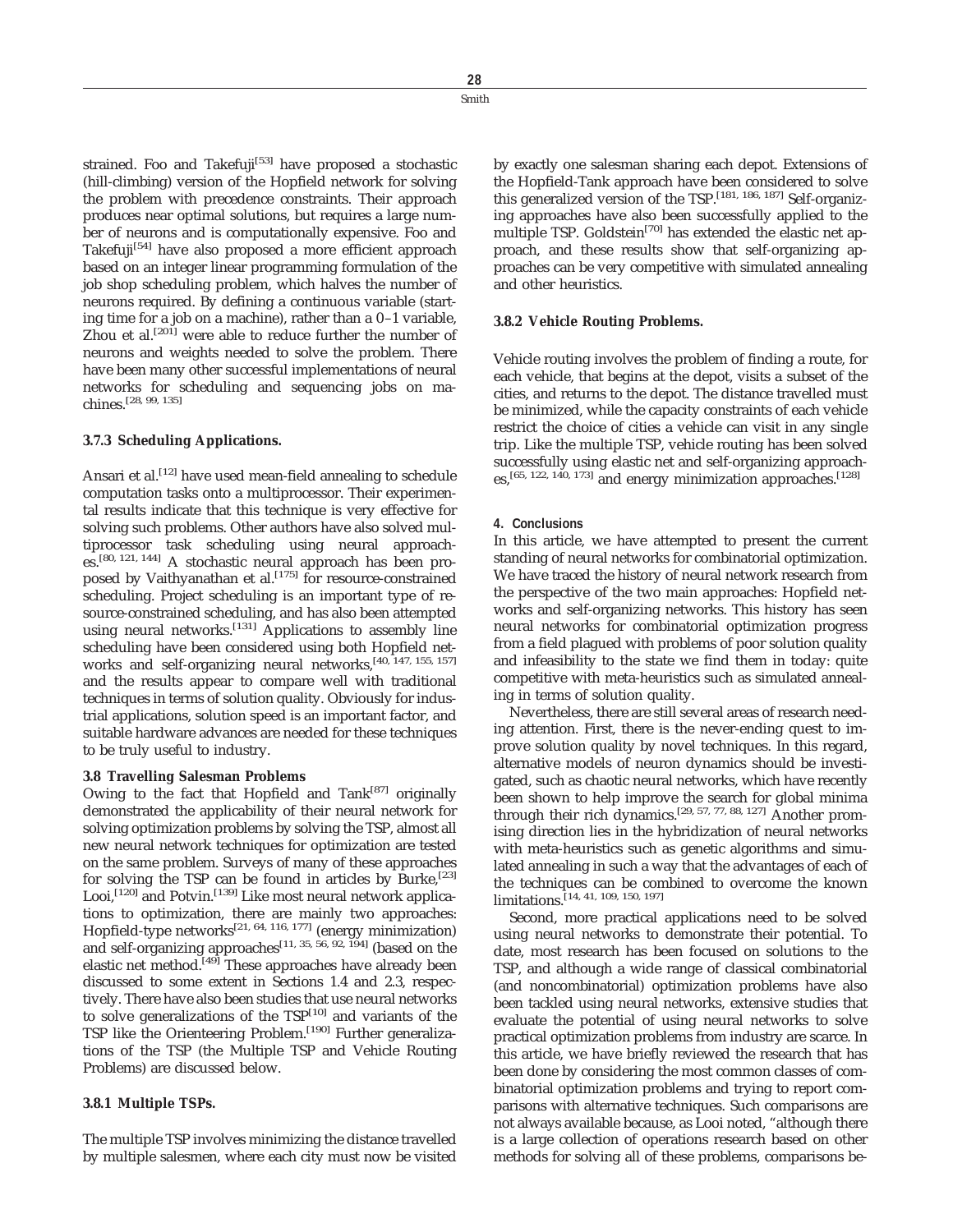strained. Foo and Takefuji[53] have proposed a stochastic (hill-climbing) version of the Hopfield network for solving the problem with precedence constraints. Their approach produces near optimal solutions, but requires a large number of neurons and is computationally expensive. Foo and Takefuji[54] have also proposed a more efficient approach based on an integer linear programming formulation of the job shop scheduling problem, which halves the number of neurons required. By defining a continuous variable (starting time for a job on a machine), rather than a 0–1 variable, Zhou et al.[201] were able to reduce further the number of neurons and weights needed to solve the problem. There have been many other successful implementations of neural networks for scheduling and sequencing jobs on machines.[28, 99, 135]

### 3.7.3 Scheduling Applications.

Ansari et al.[12] have used mean-field annealing to schedule computation tasks onto a multiprocessor. Their experimental results indicate that this technique is very effective for solving such problems. Other authors have also solved multiprocessor task scheduling using neural approaches.[80, 121, 144] A stochastic neural approach has been proposed by Vaithyanathan et al.[175] for resource-constrained scheduling. Project scheduling is an important type of resource-constrained scheduling, and has also been attempted using neural networks.[131] Applications to assembly line scheduling have been considered using both Hopfield networks and self-organizing neural networks,[40, 147, 155, 157] and the results appear to compare well with traditional techniques in terms of solution quality. Obviously for industrial applications, solution speed is an important factor, and suitable hardware advances are needed for these techniques to be truly useful to industry.

## 3.8 Travelling Salesman Problems

Owing to the fact that Hopfield and Tank[87] originally demonstrated the applicability of their neural network for solving optimization problems by solving the TSP, almost all new neural network techniques for optimization are tested on the same problem. Surveys of many of these approaches for solving the TSP can be found in articles by Burke,[23] Looi,[120] and Potvin.[139] Like most neural network applications to optimization, there are mainly two approaches: Hopfield-type networks[21, 64, 116, 177] (energy minimization) and self-organizing approaches[11, 35, 56, 92, 194] (based on the elastic net method.[49] These approaches have already been discussed to some extent in Sections 1.4 and 2.3, respectively. There have also been studies that use neural networks to solve generalizations of the TSP[10] and variants of the TSP like the Orienteering Problem.[190] Further generalizations of the TSP (the Multiple TSP and Vehicle Routing Problems) are discussed below.

### 3.8.1 Multiple TSPs.

The multiple TSP involves minimizing the distance travelled by multiple salesmen, where each city must now be visited by exactly one salesman sharing each depot. Extensions of the Hopfield-Tank approach have been considered to solve this generalized version of the TSP.[181, 186, 187] Self-organizing approaches have also been successfully applied to the multiple TSP. Goldstein[70] has extended the elastic net approach, and these results show that self-organizing approaches can be very competitive with simulated annealing and other heuristics.

### 3.8.2 Vehicle Routing Problems.

Vehicle routing involves the problem of finding a route, for each vehicle, that begins at the depot, visits a subset of the cities, and returns to the depot. The distance travelled must be minimized, while the capacity constraints of each vehicle restrict the choice of cities a vehicle can visit in any single trip. Like the multiple TSP, vehicle routing has been solved successfully using elastic net and self-organizing approaches,[65, 122, 140, 173] and energy minimization approaches.[128]

# 4. Conclusions

In this article, we have attempted to present the current standing of neural networks for combinatorial optimization. We have traced the history of neural network research from the perspective of the two main approaches: Hopfield networks and self-organizing networks. This history has seen neural networks for combinatorial optimization progress from a field plagued with problems of poor solution quality and infeasibility to the state we find them in today: quite competitive with meta-heuristics such as simulated annealing in terms of solution quality.

Nevertheless, there are still several areas of research needing attention. First, there is the never-ending quest to improve solution quality by novel techniques. In this regard, alternative models of neuron dynamics should be investigated, such as chaotic neural networks, which have recently been shown to help improve the search for global minima through their rich dynamics.[29, 57, 77, 88, 127] Another promising direction lies in the hybridization of neural networks with meta-heuristics such as genetic algorithms and simulated annealing in such a way that the advantages of each of the techniques can be combined to overcome the known limitations.[14, 41, 109, 150, 197]

Second, more practical applications need to be solved using neural networks to demonstrate their potential. To date, most research has been focused on solutions to the TSP, and although a wide range of classical combinatorial (and noncombinatorial) optimization problems have also been tackled using neural networks, extensive studies that evaluate the potential of using neural networks to solve practical optimization problems from industry are scarce. In this article, we have briefly reviewed the research that has been done by considering the most common classes of combinatorial optimization problems and trying to report comparisons with alternative techniques. Such comparisons are not always available because, as Looi noted, "although there is a large collection of operations research based on other methods for solving all of these problems, comparisons be-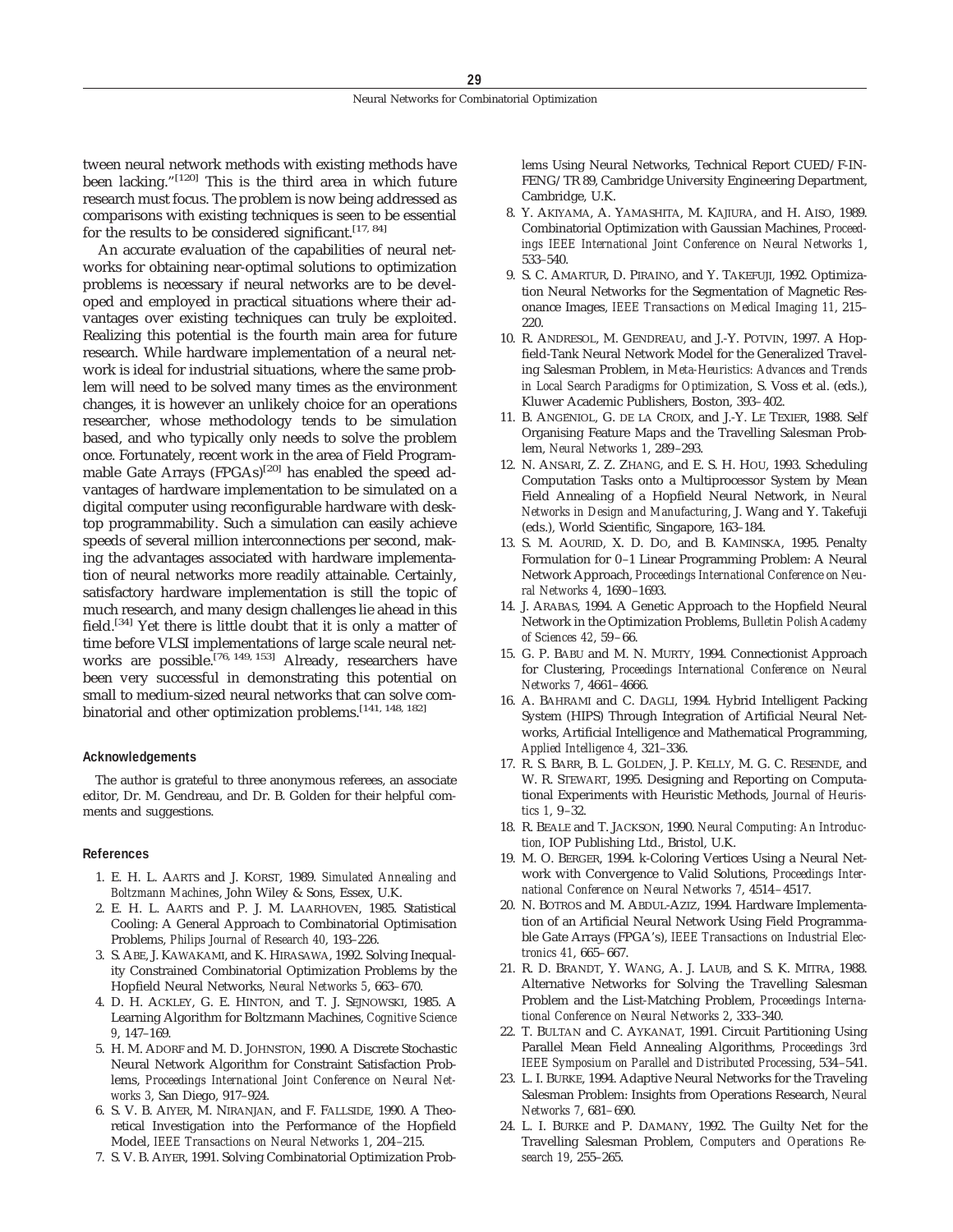tween neural network methods with existing methods have been lacking."[120] This is the third area in which future research must focus. The problem is now being addressed as comparisons with existing techniques is seen to be essential for the results to be considered significant.[17, 84]

An accurate evaluation of the capabilities of neural networks for obtaining near-optimal solutions to optimization problems is necessary if neural networks are to be developed and employed in practical situations where their advantages over existing techniques can truly be exploited. Realizing this potential is the fourth main area for future research. While hardware implementation of a neural network is ideal for industrial situations, where the same problem will need to be solved many times as the environment changes, it is however an unlikely choice for an operations researcher, whose methodology tends to be simulation based, and who typically only needs to solve the problem once. Fortunately, recent work in the area of Field Programmable Gate Arrays (FPGAs)[20] has enabled the speed advantages of hardware implementation to be simulated on a digital computer using reconfigurable hardware with desktop programmability. Such a simulation can easily achieve speeds of several million interconnections per second, making the advantages associated with hardware implementation of neural networks more readily attainable. Certainly, satisfactory hardware implementation is still the topic of much research, and many design challenges lie ahead in this field.[34] Yet there is little doubt that it is only a matter of time before VLSI implementations of large scale neural networks are possible.[76, 149, 153] Already, researchers have been very successful in demonstrating this potential on small to medium-sized neural networks that can solve combinatorial and other optimization problems.[141, 148, 182]

## Acknowledgements

The author is grateful to three anonymous referees, an associate editor, Dr. M. Gendreau, and Dr. B. Golden for their helpful comments and suggestions.

## References

1. E. H. L. Aarts and J. Korst, 1989. *Simulated Annealing and Boltzmann Machines*, John Wiley & Sons, Essex, U.K.
2. E. H. L. Aarts and P. J. M. Laarhoven, 1985. Statistical Cooling: A General Approach to Combinatorial Optimisation Problems, *Philips Journal of Research 40*, 193–226.
3. S. Abe, J. Kawakami, and K. Hirasawa, 1992. Solving Inequality Constrained Combinatorial Optimization Problems by the Hopfield Neural Networks, *Neural Networks 5*, 663–670.
4. D. H. Ackley, G. E. Hinton, and T. J. Sejnowski, 1985. A Learning Algorithm for Boltzmann Machines, *Cognitive Science 9*, 147–169.
5. H. M. Adorf and M. D. Johnston, 1990. A Discrete Stochastic Neural Network Algorithm for Constraint Satisfaction Problems, *Proceedings International Joint Conference on Neural Networks 3*, San Diego, 917–924.
6. S. V. B. Aiyer, M. Niranjan, and F. Fallside, 1990. A Theoretical Investigation into the Performance of the Hopfield Model, *IEEE Transactions on Neural Networks 1*, 204–215.
7. S. V. B. Aiyer, 1991. Solving Combinatorial Optimization Problems Using Neural Networks, Technical Report CUED/F-INFENG/TR 89, Cambridge University Engineering Department, Cambridge, U.K.
8. Y. Akiyama, A. Yamashita, M. Kajiura, and H. Aiso, 1989. Combinatorial Optimization with Gaussian Machines, *Proceedings IEEE International Joint Conference on Neural Networks 1*, 533–540.
9. S. C. Amartur, D. Piraino, and Y. Takefuji, 1992. Optimization Neural Networks for the Segmentation of Magnetic Resonance Images, *IEEE Transactions on Medical Imaging 11*, 215–220.
10. R. Andresol, M. Gendreau, and J.-Y. Potvin, 1997. A Hopfield-Tank Neural Network Model for the Generalized Traveling Salesman Problem, in *Meta-Heuristics: Advances and Trends in Local Search Paradigms for Optimization*, S. Voss et al. (eds.), Kluwer Academic Publishers, Boston, 393–402.
11. B. Angéniol, G. de la Croix, and J.-Y. Le Texier, 1988. Self Organising Feature Maps and the Travelling Salesman Problem, *Neural Networks 1*, 289–293.
12. N. Ansari, Z. Z. Zhang, and E. S. H. Hou, 1993. Scheduling Computation Tasks onto a Multiprocessor System by Mean Field Annealing of a Hopfield Neural Network, in *Neural Networks in Design and Manufacturing*, J. Wang and Y. Takefuji (eds.), World Scientific, Singapore, 163–184.
13. S. M. Aourid, X. D. Do, and B. Kaminska, 1995. Penalty Formulation for 0–1 Linear Programming Problem: A Neural Network Approach, *Proceedings International Conference on Neural Networks 4*, 1690–1693.
14. J. Arabas, 1994. A Genetic Approach to the Hopfield Neural Network in the Optimization Problems, *Bulletin Polish Academy of Sciences 42*, 59–66.
15. G. P. Babu and M. N. Murty, 1994. Connectionist Approach for Clustering, *Proceedings International Conference on Neural Networks 7*, 4661–4666.
16. A. Bahrami and C. Dagli, 1994. Hybrid Intelligent Packing System (HIPS) Through Integration of Artificial Neural Networks, Artificial Intelligence and Mathematical Programming, *Applied Intelligence 4*, 321–336.
17. R. S. Barr, B. L. Golden, J. P. Kelly, M. G. C. Resende, and W. R. Stewart, 1995. Designing and Reporting on Computational Experiments with Heuristic Methods, *Journal of Heuristics 1*, 9–32.
18. R. Beale and T. Jackson, 1990. *Neural Computing: An Introduction*, IOP Publishing Ltd., Bristol, U.K.
19. M. O. Berger, 1994. k-Coloring Vertices Using a Neural Network with Convergence to Valid Solutions, *Proceedings International Conference on Neural Networks 7*, 4514–4517.
20. N. Botros and M. Abdul-Aziz, 1994. Hardware Implementation of an Artificial Neural Network Using Field Programmable Gate Arrays (FPGA's), *IEEE Transactions on Industrial Electronics 41*, 665–667.
21. R. D. Brandt, Y. Wang, A. J. Laub, and S. K. Mitra, 1988. Alternative Networks for Solving the Travelling Salesman Problem and the List-Matching Problem, *Proceedings International Conference on Neural Networks 2*, 333–340.
22. T. Bultan and C. Aykanat, 1991. Circuit Partitioning Using Parallel Mean Field Annealing Algorithms, *Proceedings 3rd IEEE Symposium on Parallel and Distributed Processing*, 534–541.
23. L. I. Burke, 1994. Adaptive Neural Networks for the Traveling Salesman Problem: Insights from Operations Research, *Neural Networks 7*, 681–690.
24. L. I. Burke and P. Damany, 1992. The Guilty Net for the Travelling Salesman Problem, *Computers and Operations Research 19*, 255–265.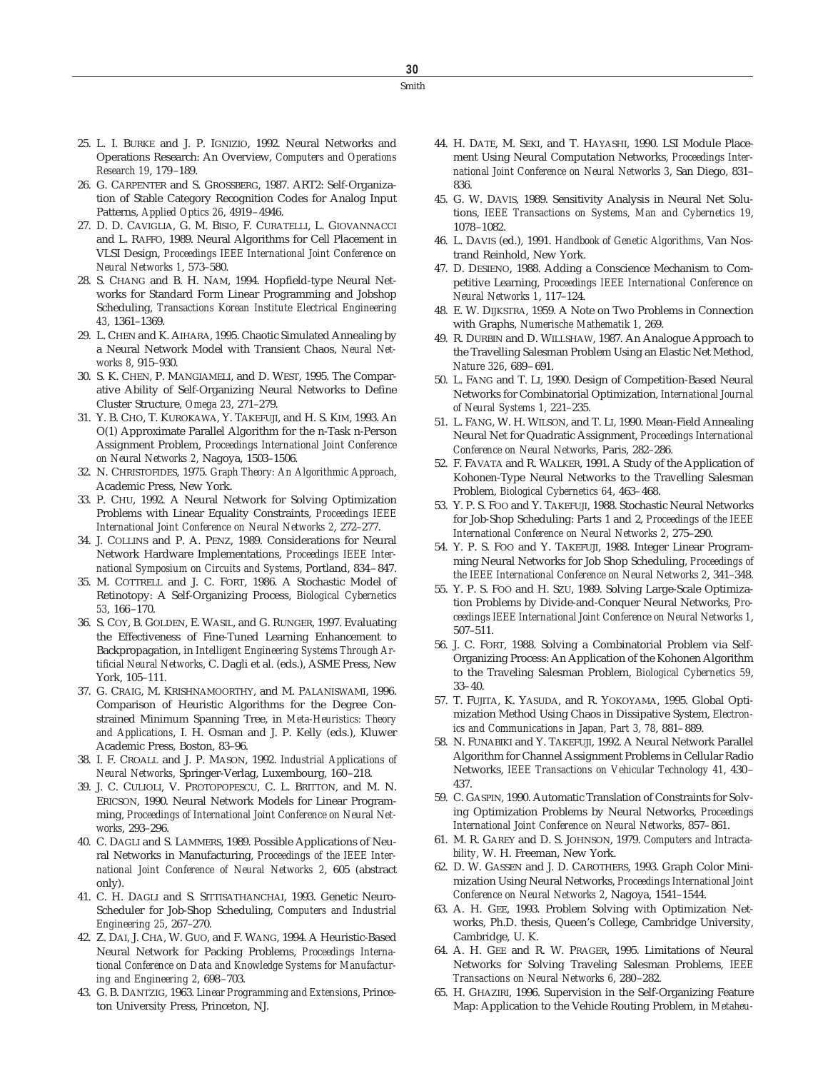25. L. I. BURKE and J. P. IGNIZIO, 1992. Neural Networks and Operations Research: An Overview, *Computers and Operations Research 19*, 179–189.
26. G. CARPENTER and S. GROSSBERG, 1987. ART2: Self-Organization of Stable Category Recognition Codes for Analog Input Patterns, *Applied Optics 26*, 4919–4946.
27. D. D. CAVIGLIA, G. M. BISIO, F. CURATELLI, L. GIOVANNACCI and L. RAFFO, 1989. Neural Algorithms for Cell Placement in VLSI Design, *Proceedings IEEE International Joint Conference on Neural Networks 1*, 573–580.
28. S. CHANG and B. H. NAM, 1994. Hopfield-type Neural Networks for Standard Form Linear Programming and Jobshop Scheduling, *Transactions Korean Institute Electrical Engineering 43*, 1361–1369.
29. L. CHEN and K. AIHARA, 1995. Chaotic Simulated Annealing by a Neural Network Model with Transient Chaos, *Neural Networks 8*, 915–930.
30. S. K. CHEN, P. MANGIAMELI, and D. WEST, 1995. The Comparative Ability of Self-Organizing Neural Networks to Define Cluster Structure, *Omega 23*, 271–279.
31. Y. B. CHO, T. KUROKAWA, Y. TAKEFUJI, and H. S. KIM, 1993. An O(1) Approximate Parallel Algorithm for the n-Task n-Person Assignment Problem, *Proceedings International Joint Conference on Neural Networks 2*, Nagoya, 1503–1506.
32. N. CHRISTOFIDES, 1975. *Graph Theory: An Algorithmic Approach*, Academic Press, New York.
33. P. CHU, 1992. A Neural Network for Solving Optimization Problems with Linear Equality Constraints, *Proceedings IEEE International Joint Conference on Neural Networks 2*, 272–277.
34. J. COLLINS and P. A. PENZ, 1989. Considerations for Neural Network Hardware Implementations, *Proceedings IEEE International Symposium on Circuits and Systems*, Portland, 834–847.
35. M. COTTRELL and J. C. FORT, 1986. A Stochastic Model of Retinotopy: A Self-Organizing Process, *Biological Cybernetics 53*, 166–170.
36. S. COY, B. GOLDEN, E. WASIL, and G. RUNGER, 1997. Evaluating the Effectiveness of Fine-Tuned Learning Enhancement to Backpropagation, in *Intelligent Engineering Systems Through Artificial Neural Networks*, C. Dagli et al. (eds.), ASME Press, New York, 105–111.
37. G. CRAIG, M. KRISHNAMOORTHY, and M. PALANISWAMI, 1996. Comparison of Heuristic Algorithms for the Degree Constrained Minimum Spanning Tree, in *Meta-Heuristics: Theory and Applications*, I. H. Osman and J. P. Kelly (eds.), Kluwer Academic Press, Boston, 83–96.
38. I. F. CROALL and J. P. MASON, 1992. *Industrial Applications of Neural Networks*, Springer-Verlag, Luxembourg, 160–218.
39. J. C. CULIOLI, V. PROTOPOPESCU, C. L. BRITTON, and M. N. ERICSON, 1990. Neural Network Models for Linear Programming, *Proceedings of International Joint Conference on Neural Networks*, 293–296.
40. C. DAGLI and S. LAMMERS, 1989. Possible Applications of Neural Networks in Manufacturing, *Proceedings of the IEEE International Joint Conference of Neural Networks 2*, 605 (abstract only).
41. C. H. DAGLI and S. SITTISATHANCHAI, 1993. Genetic Neuro-Scheduler for Job-Shop Scheduling, *Computers and Industrial Engineering 25*, 267–270.
42. Z. DAI, J. CHA, W. GUO, and F. WANG, 1994. A Heuristic-Based Neural Network for Packing Problems, *Proceedings International Conference on Data and Knowledge Systems for Manufacturing and Engineering 2*, 698–703.
43. G. B. DANTZIG, 1963. *Linear Programming and Extensions*, Princeton University Press, Princeton, NJ.
44. H. DATE, M. SEKI, and T. HAYASHI, 1990. LSI Module Placement Using Neural Computation Networks, *Proceedings International Joint Conference on Neural Networks 3*, San Diego, 831–836.
45. G. W. DAVIS, 1989. Sensitivity Analysis in Neural Net Solutions, *IEEE Transactions on Systems, Man and Cybernetics 19*, 1078–1082.
46. L. DAVIS (ed.), 1991. *Handbook of Genetic Algorithms*, Van Nostrand Reinhold, New York.
47. D. DESIENO, 1988. Adding a Conscience Mechanism to Competitive Learning, *Proceedings IEEE International Conference on Neural Networks 1*, 117–124.
48. E. W. DIJKSTRA, 1959. A Note on Two Problems in Connection with Graphs, *Numerische Mathematik 1*, 269.
49. R. DURBIN and D. WILLSHAW, 1987. An Analogue Approach to the Travelling Salesman Problem Using an Elastic Net Method, *Nature 326*, 689–691.
50. L. FANG and T. LI, 1990. Design of Competition-Based Neural Networks for Combinatorial Optimization, *International Journal of Neural Systems 1*, 221–235.
51. L. FANG, W. H. WILSON, and T. LI, 1990. Mean-Field Annealing Neural Net for Quadratic Assignment, *Proceedings International Conference on Neural Networks*, Paris, 282–286.
52. F. FAVATA and R. WALKER, 1991. A Study of the Application of Kohonen-Type Neural Networks to the Travelling Salesman Problem, *Biological Cybernetics 64*, 463–468.
53. Y. P. S. FOO and Y. TAKEFUJI, 1988. Stochastic Neural Networks for Job-Shop Scheduling: Parts 1 and 2, *Proceedings of the IEEE International Conference on Neural Networks 2*, 275–290.
54. Y. P. S. FOO and Y. TAKEFUJI, 1988. Integer Linear Programming Neural Networks for Job Shop Scheduling, *Proceedings of the IEEE International Conference on Neural Networks 2*, 341–348.
55. Y. P. S. FOO and H. SZU, 1989. Solving Large-Scale Optimization Problems by Divide-and-Conquer Neural Networks, *Proceedings IEEE International Joint Conference on Neural Networks 1*, 507–511.
56. J. C. FORT, 1988. Solving a Combinatorial Problem via Self-Organizing Process: An Application of the Kohonen Algorithm to the Traveling Salesman Problem, *Biological Cybernetics 59*, 33–40.
57. T. FUJITA, K. YASUDA, and R. YOKOYAMA, 1995. Global Optimization Method Using Chaos in Dissipative System, *Electronics and Communications in Japan, Part 3, 78*, 881–889.
58. N. FUNABIKI and Y. TAKEFUJI, 1992. A Neural Network Parallel Algorithm for Channel Assignment Problems in Cellular Radio Networks, *IEEE Transactions on Vehicular Technology 41*, 430–437.
59. C. GASPIN, 1990. Automatic Translation of Constraints for Solving Optimization Problems by Neural Networks, *Proceedings International Joint Conference on Neural Networks*, 857–861.
61. M. R. GAREY and D. S. JOHNSON, 1979. *Computers and Intractability*, W. H. Freeman, New York.
62. D. W. GASSEN and J. D. CAROTHERS, 1993. Graph Color Minimization Using Neural Networks, *Proceedings International Joint Conference on Neural Networks 2*, Nagoya, 1541–1544.
63. A. H. GEE, 1993. Problem Solving with Optimization Networks, Ph.D. thesis, Queen's College, Cambridge University, Cambridge, U. K.
64. A. H. GEE and R. W. PRAGER, 1995. Limitations of Neural Networks for Solving Traveling Salesman Problems, *IEEE Transactions on Neural Networks 6*, 280–282.
65. H. GHAZIRI, 1996. Supervision in the Self-Organizing Feature Map: Application to the Vehicle Routing Problem, in *Metaheu-*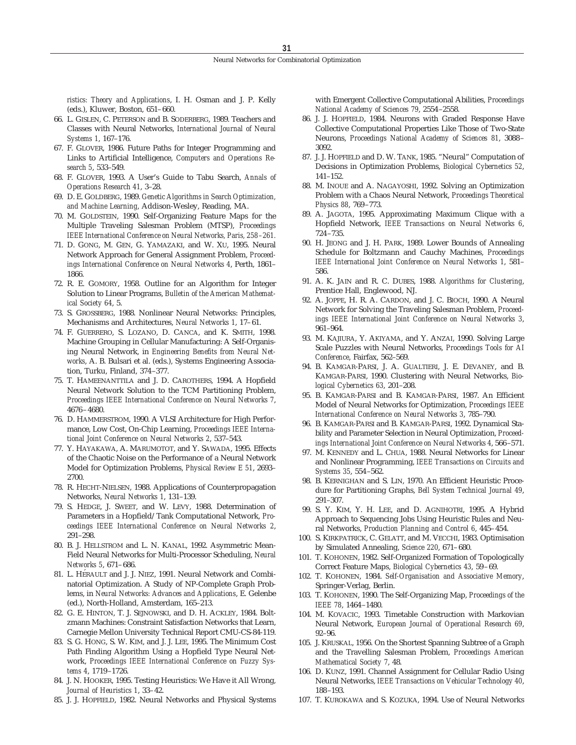ristics: Theory and Applications*, I. H. Osman and J. P. Kelly (eds.), Kluwer, Boston, 651–660.

66. L. Gislen, C. Peterson and B. Soderberg, 1989. Teachers and Classes with Neural Networks, *International Journal of Neural Systems 1*, 167–176.
67. F. Glover, 1986. Future Paths for Integer Programming and Links to Artificial Intelligence, *Computers and Operations Research 5*, 533–549.
68. F. Glover, 1993. A User's Guide to Tabu Search, *Annals of Operations Research 41*, 3–28.
69. D. E. Goldberg, 1989. *Genetic Algorithms in Search Optimization, and Machine Learning*, Addison-Wesley, Reading, MA.
70. M. Goldstein, 1990. Self-Organizing Feature Maps for the Multiple Traveling Salesman Problem (MTSP), *Proceedings IEEE International Conference on Neural Networks, Paris, 258–261.*
71. D. Gong, M. Gen, G. Yamazaki, and W. Xu, 1995. Neural Network Approach for General Assignment Problem, *Proceedings International Conference on Neural Networks 4*, Perth, 1861–1866.
72. R. E. Gomory, 1958. Outline for an Algorithm for Integer Solution to Linear Programs, *Bulletin of the American Mathematical Society 64*, 5.
73. S. Grossberg, 1988. Nonlinear Neural Networks: Principles, Mechanisms and Architectures, *Neural Networks 1*, 17–61.
74. F. Guerrero, S. Lozano, D. Canca, and K. Smith, 1998. Machine Grouping in Cellular Manufacturing: A Self-Organising Neural Network, in *Engineering Benefits from Neural Networks*, A. B. Bulsari et al. (eds.), Systems Engineering Association, Turku, Finland, 374–377.
75. T. Hameenanttila and J. D. Carothers, 1994. A Hopfield Neural Network Solution to the TCM Partitioning Problem, *Proceedings IEEE International Conference on Neural Networks 7*, 4676–4680.
76. D. Hammerstrom, 1990. A VLSI Architecture for High Performance, Low Cost, On-Chip Learning, *Proceedings IEEE International Joint Conference on Neural Networks 2*, 537–543.
77. Y. Hayakawa, A. Marumotot, and Y. Sawada, 1995. Effects of the Chaotic Noise on the Performance of a Neural Network Model for Optimization Problems, *Physical Review E 51*, 2693–2700.
78. R. Hecht-Nielsen, 1988. Applications of Counterpropagation Networks, *Neural Networks 1*, 131–139.
79. S. Hedge, J. Sweet, and W. Levy, 1988. Determination of Parameters in a Hopfield/Tank Computational Network, *Proceedings IEEE International Conference on Neural Networks 2*, 291–298.
80. B. J. Hellstrom and L. N. Kanal, 1992. Asymmetric Mean-Field Neural Networks for Multi-Processor Scheduling, *Neural Networks 5*, 671–686.
81. L. Hérault and J. J. Niez, 1991. Neural Network and Combinatorial Optimization. A Study of NP-Complete Graph Problems, in *Neural Networks: Advances and Applications*, E. Gelenbe (ed.), North-Holland, Amsterdam, 165–213.
82. G. E. Hinton, T. J. Sejnowski, and D. H. Ackley, 1984. Boltzmann Machines: Constraint Satisfaction Networks that Learn, Carnegie Mellon University Technical Report CMU-CS-84-119.
83. S. G. Hong, S. W. Kim, and J. J. Lee, 1995. The Minimum Cost Path Finding Algorithm Using a Hopfield Type Neural Network, *Proceedings IEEE International Conference on Fuzzy Systems 4*, 1719–1726.
84. J. N. Hooker, 1995. Testing Heuristics: We Have it All Wrong, *Journal of Heuristics 1*, 33–42.
85. J. J. Hopfield, 1982. Neural Networks and Physical Systems with Emergent Collective Computational Abilities, *Proceedings National Academy of Sciences 79*, 2554–2558.
86. J. J. Hopfield, 1984. Neurons with Graded Response Have Collective Computational Properties Like Those of Two-State Neurons, *Proceedings National Academy of Sciences 81*, 3088–3092.
87. J. J. Hopfield and D. W. Tank, 1985. "Neural" Computation of Decisions in Optimization Problems, *Biological Cybernetics 52*, 141–152.
88. M. Inoue and A. Nagayoshi, 1992. Solving an Optimization Problem with a Chaos Neural Network, *Proceedings Theoretical Physics 88*, 769–773.
89. A. Jagota, 1995. Approximating Maximum Clique with a Hopfield Network, *IEEE Transactions on Neural Networks 6*, 724–735.
90. H. Jeong and J. H. Park, 1989. Lower Bounds of Annealing Schedule for Boltzmann and Cauchy Machines, *Proceedings IEEE International Joint Conference on Neural Networks 1*, 581–586.
91. A. K. Jain and R. C. Dubes, 1988. *Algorithms for Clustering*, Prentice Hall, Englewood, NJ.
92. A. Joppe, H. R. A. Cardon, and J. C. Bioch, 1990. A Neural Network for Solving the Traveling Salesman Problem, *Proceedings IEEE International Joint Conference on Neural Networks 3*, 961–964.
93. M. Kajiura, Y. Akiyama, and Y. Anzai, 1990. Solving Large Scale Puzzles with Neural Networks, *Proceedings Tools for AI Conference*, Fairfax, 562–569.
94. B. Kamgar-Parsi, J. A. Gualtieri, J. E. Devaney, and B. Kamgar-Parsi, 1990. Clustering with Neural Networks, *Biological Cybernetics 63*, 201–208.
95. B. Kamgar-Parsi and B. Kamgar-Parsi, 1987. An Efficient Model of Neural Networks for Optimization, *Proceedings IEEE International Conference on Neural Networks 3*, 785–790.
96. B. Kamgar-Parsi and B. Kamgar-Parsi, 1992. Dynamical Stability and Parameter Selection in Neural Optimization, *Proceedings International Joint Conference on Neural Networks 4*, 566–571.
97. M. Kennedy and L. Chua, 1988. Neural Networks for Linear and Nonlinear Programming, *IEEE Transactions on Circuits and Systems 35*, 554–562.
98. B. Kernighan and S. Lin, 1970. An Efficient Heuristic Procedure for Partitioning Graphs, *Bell System Technical Journal 49*, 291–307.
99. S. Y. Kim, Y. H. Lee, and D. Agnihotri, 1995. A Hybrid Approach to Sequencing Jobs Using Heuristic Rules and Neural Networks, *Production Planning and Control 6*, 445–454.
100. S. Kirkpatrick, C. Gelatt, and M. Vecchi, 1983. Optimisation by Simulated Annealing, *Science 220*, 671–680.
101. T. Kohonen, 1982. Self-Organized Formation of Topologically Correct Feature Maps, *Biological Cybernetics 43*, 59–69.
102. T. Kohonen, 1984. *Self-Organisation and Associative Memory*, Springer-Verlag, Berlin.
103. T. Kohonen, 1990. The Self-Organizing Map, *Proceedings of the IEEE 78*, 1464–1480.
104. M. Kovacic, 1993. Timetable Construction with Markovian Neural Network, *European Journal of Operational Research 69*, 92–96.
105. J. Kruskal, 1956. On the Shortest Spanning Subtree of a Graph and the Travelling Salesman Problem, *Proceedings American Mathematical Society 7*, 48.
106. D. Kunz, 1991. Channel Assignment for Cellular Radio Using Neural Networks, *IEEE Transactions on Vehicular Technology 40*, 188–193.
107. T. Kurokawa and S. Kozuka, 1994. Use of Neural Networks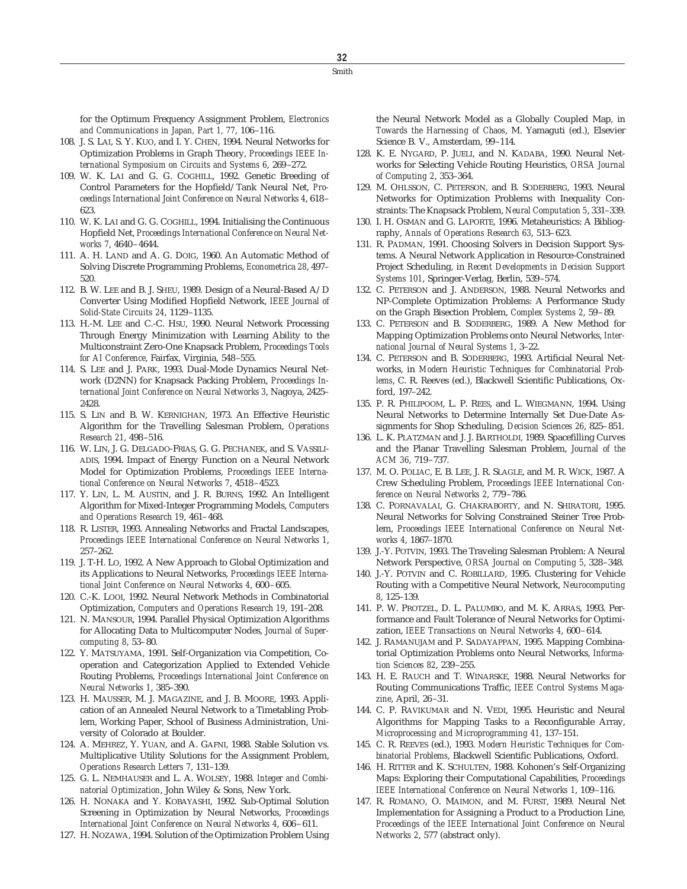for the Optimum Frequency Assignment Problem, *Electronics and Communications in Japan, Part 1, 77*, 106–116.

108. J. S. LAI, S. Y. KUO, and I. Y. CHEN, 1994. Neural Networks for Optimization Problems in Graph Theory, *Proceedings IEEE International Symposium on Circuits and Systems 6*, 269–272.
109. W. K. LAI and G. G. COGHILL, 1992. Genetic Breeding of Control Parameters for the Hopfield/Tank Neural Net, *Proceedings International Joint Conference on Neural Networks 4*, 618–623.
110. W. K. LAI and G. G. COGHILL, 1994. Initialising the Continuous Hopfield Net, *Proceedings International Conference on Neural Networks 7*, 4640–4644.
111. A. H. LAND and A. G. DOIG, 1960. An Automatic Method of Solving Discrete Programming Problems, *Econometrica 28*, 497–520.
112. B. W. LEE and B. J. SHEU, 1989. Design of a Neural-Based A/D Converter Using Modified Hopfield Network, *IEEE Journal of Solid-State Circuits 24*, 1129–1135.
113. H.-M. LEE and C.-C. HSU, 1990. Neural Network Processing Through Energy Minimization with Learning Ability to the Multiconstraint Zero-One Knapsack Problem, *Proceedings Tools for AI Conference*, Fairfax, Virginia, 548–555.
114. S. LEE and J. PARK, 1993. Dual-Mode Dynamics Neural Network (D2NN) for Knapsack Packing Problem, *Proceedings International Joint Conference on Neural Networks 3*, Nagoya, 2425–2428.
115. S. LIN and B. W. KERNIGHAN, 1973. An Effective Heuristic Algorithm for the Travelling Salesman Problem, *Operations Research 21*, 498–516.
116. W. LIN, J. G. DELGADO-FRIAS, G. G. PECHANEK, and S. VASSILIADIS, 1994. Impact of Energy Function on a Neural Network Model for Optimization Problems, *Proceedings IEEE International Conference on Neural Networks 7*, 4518–4523.
117. Y. LIN, L. M. AUSTIN, and J. R. BURNS, 1992. An Intelligent Algorithm for Mixed-Integer Programming Models, *Computers and Operations Research 19*, 461–468.
118. R. LISTER, 1993. Annealing Networks and Fractal Landscapes, *Proceedings IEEE International Conference on Neural Networks 1*, 257–262.
119. J. T-H. LO, 1992. A New Approach to Global Optimization and its Applications to Neural Networks, *Proceedings IEEE International Joint Conference on Neural Networks 4*, 600–605.
120. C.-K. LOOI, 1992. Neural Network Methods in Combinatorial Optimization, *Computers and Operations Research 19*, 191–208.
121. N. MANSOUR, 1994. Parallel Physical Optimization Algorithms for Allocating Data to Multicomputer Nodes, *Journal of Supercomputing 8*, 53–80.
122. Y. MATSUYAMA, 1991. Self-Organization via Competition, Cooperation and Categorization Applied to Extended Vehicle Routing Problems, *Proceedings International Joint Conference on Neural Networks 1*, 385–390.
123. H. MAUSSER, M. J. MAGAZINE, and J. B. MOORE, 1993. Application of an Annealed Neural Network to a Timetabling Problem, Working Paper, School of Business Administration, University of Colorado at Boulder.
124. A. MEHREZ, Y. YUAN, and A. GAFNI, 1988. Stable Solution vs. Multiplicative Utility Solutions for the Assignment Problem, *Operations Research Letters 7*, 131–139.
125. G. L. NEMHAUSER and L. A. WOLSEY, 1988. *Integer and Combinatorial Optimization*, John Wiley & Sons, New York.
126. H. NONAKA and Y. KOBAYASHI, 1992. Sub-Optimal Solution Screening in Optimization by Neural Networks, *Proceedings International Joint Conference on Neural Networks 4*, 606–611.
127. H. NOZAWA, 1994. Solution of the Optimization Problem Using the Neural Network Model as a Globally Coupled Map, in *Towards the Harnessing of Chaos*, M. Yamaguti (ed.), Elsevier Science B. V., Amsterdam, 99–114.
128. K. E. NYGARD, P. JUELL, and N. KADABA, 1990. Neural Networks for Selecting Vehicle Routing Heuristics, *ORSA Journal of Computing 2*, 353–364.
129. M. OHLSSON, C. PETERSON, and B. SODERBERG, 1993. Neural Networks for Optimization Problems with Inequality Constraints: The Knapsack Problem, *Neural Computation 5*, 331–339.
130. I. H. OSMAN and G. LAPORTE, 1996. Metaheuristics: A Bibliography, *Annals of Operations Research 63*, 513–623.
131. R. PADMAN, 1991. Choosing Solvers in Decision Support Systems. A Neural Network Application in Resource-Constrained Project Scheduling, in *Recent Developments in Decision Support Systems 101*, Springer-Verlag, Berlin, 539–574.
132. C. PETERSON and J. ANDERSON, 1988. Neural Networks and NP-Complete Optimization Problems: A Performance Study on the Graph Bisection Problem, *Complex Systems 2*, 59–89.
133. C. PETERSON and B. SODERBERG, 1989. A New Method for Mapping Optimization Problems onto Neural Networks, *International Journal of Neural Systems 1*, 3–22.
134. C. PETERSON and B. SODERBERG, 1993. Artificial Neural Networks, in *Modern Heuristic Techniques for Combinatorial Problems*, C. R. Reeves (ed.), Blackwell Scientific Publications, Oxford, 197–242.
135. P. R. PHILIPOOM, L. P. REES, and L. WIEGMANN, 1994. Using Neural Networks to Determine Internally Set Due-Date Assignments for Shop Scheduling, *Decision Sciences 26*, 825–851.
136. L. K. PLATZMAN and J. J. BARTHOLDI, 1989. Spacefilling Curves and the Planar Travelling Salesman Problem, *Journal of the ACM 36*, 719–737.
137. M. O. POLIAC, E. B. LEE, J. R. SLAGLE, and M. R. WICK, 1987. A Crew Scheduling Problem, *Proceedings IEEE International Conference on Neural Networks 2*, 779–786.
138. C. PORNAVALAI, G. CHAKRABORTY, and N. SHIRATORI, 1995. Neural Networks for Solving Constrained Steiner Tree Problem, *Proceedings IEEE International Conference on Neural Networks 4*, 1867–1870.
139. J.-Y. POTVIN, 1993. The Traveling Salesman Problem: A Neural Network Perspective, *ORSA Journal on Computing 5*, 328–348.
140. J.-Y. POTVIN and C. ROBILLARD, 1995. Clustering for Vehicle Routing with a Competitive Neural Network, *Neurocomputing 8*, 125–139.
141. P. W. PROTZEL, D. L. PALUMBO, and M. K. ARRAS, 1993. Performance and Fault Tolerance of Neural Networks for Optimization, *IEEE Transactions on Neural Networks 4*, 600–614.
142. J. RAMANUJAM and P. SADAYAPPAN, 1995. Mapping Combinatorial Optimization Problems onto Neural Networks, *Information Sciences 82*, 239–255.
143. H. E. RAUCH and T. WINARSKE, 1988. Neural Networks for Routing Communications Traffic, *IEEE Control Systems Magazine*, April, 26–31.
144. C. P. RAVIKUMAR and N. VEDI, 1995. Heuristic and Neural Algorithms for Mapping Tasks to a Reconfigurable Array, *Microprocessing and Microprogramming 41*, 137–151.
145. C. R. REEVES (ed.), 1993. *Modern Heuristic Techniques for Combinatorial Problems*, Blackwell Scientific Publications, Oxford.
146. H. RITTER and K. SCHULTEN, 1988. Kohonen's Self-Organizing Maps: Exploring their Computational Capabilities, *Proceedings IEEE International Conference on Neural Networks 1*, 109–116.
147. R. ROMANO, O. MAIMON, and M. FURST, 1989. Neural Net Implementation for Assigning a Product to a Production Line, *Proceedings of the IEEE International Joint Conference on Neural Networks 2*, 577 (abstract only).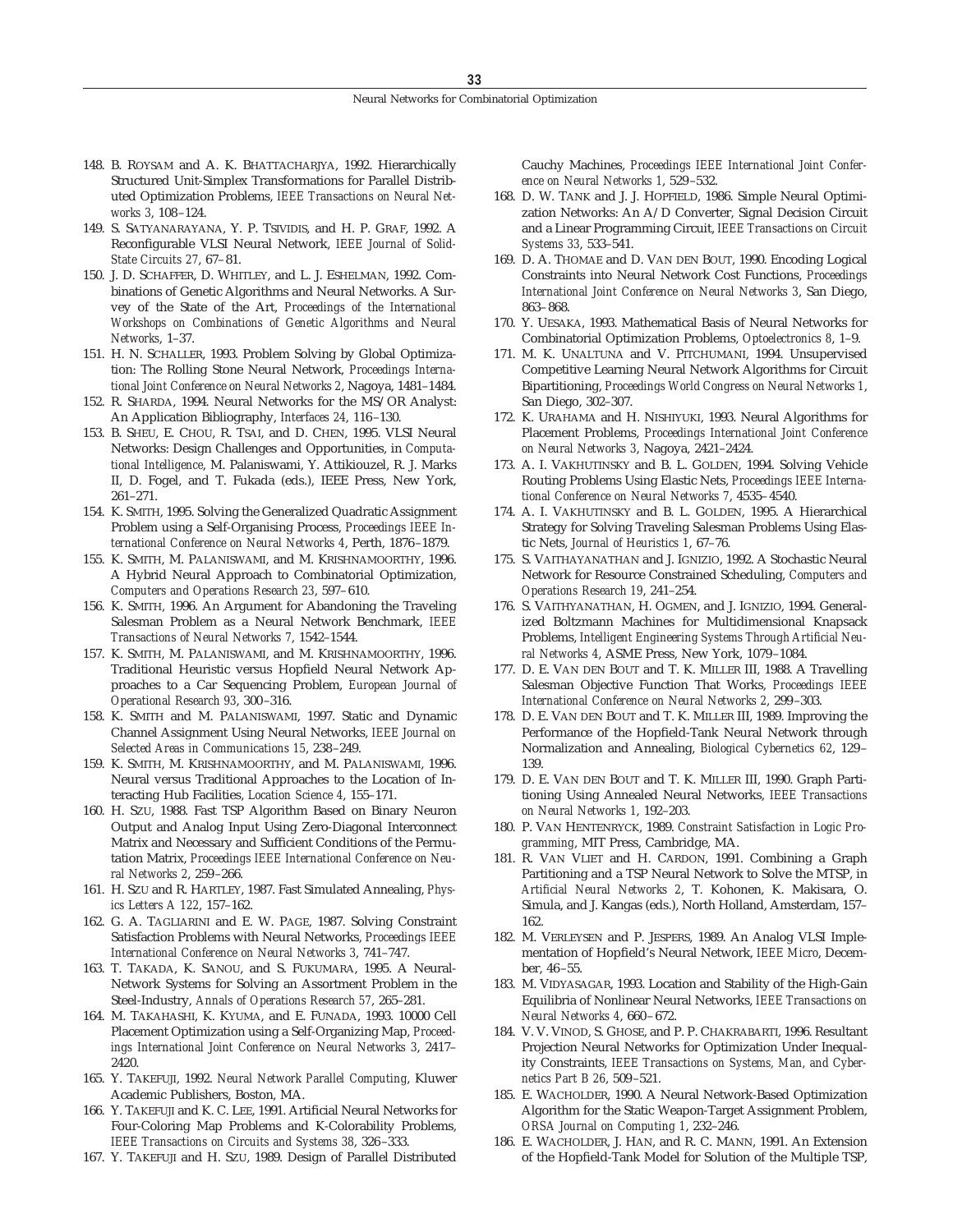148. B. Roysam and A. K. Bhattacharjya, 1992. Hierarchically Structured Unit-Simplex Transformations for Parallel Distributed Optimization Problems, *IEEE Transactions on Neural Networks 3*, 108–124.
149. S. Satyanarayana, Y. P. Tsividis, and H. P. Graf, 1992. A Reconfigurable VLSI Neural Network, *IEEE Journal of Solid-State Circuits 27*, 67–81.
150. J. D. Schaffer, D. Whitley, and L. J. Eshelman, 1992. Combinations of Genetic Algorithms and Neural Networks. A Survey of the State of the Art, *Proceedings of the International Workshops on Combinations of Genetic Algorithms and Neural Networks*, 1–37.
151. H. N. Schaller, 1993. Problem Solving by Global Optimization: The Rolling Stone Neural Network, *Proceedings International Joint Conference on Neural Networks 2*, Nagoya, 1481–1484.
152. R. Sharda, 1994. Neural Networks for the MS/OR Analyst: An Application Bibliography, *Interfaces 24*, 116–130.
153. B. Sheu, E. Chou, R. Tsai, and D. Chen, 1995. VLSI Neural Networks: Design Challenges and Opportunities, in *Computational Intelligence*, M. Palaniswami, Y. Attikiouzel, R. J. Marks II, D. Fogel, and T. Fukada (eds.), IEEE Press, New York, 261–271.
154. K. Smith, 1995. Solving the Generalized Quadratic Assignment Problem using a Self-Organising Process, *Proceedings IEEE International Conference on Neural Networks 4*, Perth, 1876–1879.
155. K. Smith, M. Palaniswami, and M. Krishnamoorthy, 1996. A Hybrid Neural Approach to Combinatorial Optimization, *Computers and Operations Research 23*, 597–610.
156. K. Smith, 1996. An Argument for Abandoning the Traveling Salesman Problem as a Neural Network Benchmark, *IEEE Transactions of Neural Networks 7*, 1542–1544.
157. K. Smith, M. Palaniswami, and M. Krishnamoorthy, 1996. Traditional Heuristic versus Hopfield Neural Network Approaches to a Car Sequencing Problem, *European Journal of Operational Research 93*, 300–316.
158. K. Smith and M. Palaniswami, 1997. Static and Dynamic Channel Assignment Using Neural Networks, *IEEE Journal on Selected Areas in Communications 15*, 238–249.
159. K. Smith, M. Krishnamoorthy, and M. Palaniswami, 1996. Neural versus Traditional Approaches to the Location of Interacting Hub Facilities, *Location Science 4*, 155–171.
160. H. Szu, 1988. Fast TSP Algorithm Based on Binary Neuron Output and Analog Input Using Zero-Diagonal Interconnect Matrix and Necessary and Sufficient Conditions of the Permutation Matrix, *Proceedings IEEE International Conference on Neural Networks 2*, 259–266.
161. H. Szu and R. Hartley, 1987. Fast Simulated Annealing, *Physics Letters A 122*, 157–162.
162. G. A. Tagliarini and E. W. Page, 1987. Solving Constraint Satisfaction Problems with Neural Networks, *Proceedings IEEE International Conference on Neural Networks 3*, 741–747.
163. T. Takada, K. Sanou, and S. Fukumara, 1995. A Neural-Network Systems for Solving an Assortment Problem in the Steel-Industry, *Annals of Operations Research 57*, 265–281.
164. M. Takahashi, K. Kyuma, and E. Funada, 1993. 10000 Cell Placement Optimization using a Self-Organizing Map, *Proceedings International Joint Conference on Neural Networks 3*, 2417–2420.
165. Y. Takefuji, 1992. *Neural Network Parallel Computing*, Kluwer Academic Publishers, Boston, MA.
166. Y. Takefuji and K. C. Lee, 1991. Artificial Neural Networks for Four-Coloring Map Problems and K-Colorability Problems, *IEEE Transactions on Circuits and Systems 38*, 326–333.
167. Y. Takefuji and H. Szu, 1989. Design of Parallel Distributed Cauchy Machines, *Proceedings IEEE International Joint Conference on Neural Networks 1*, 529–532.
168. D. W. Tank and J. J. Hopfield, 1986. Simple Neural Optimization Networks: An A/D Converter, Signal Decision Circuit and a Linear Programming Circuit, *IEEE Transactions on Circuit Systems 33*, 533–541.
169. D. A. Thomae and D. van den Bout, 1990. Encoding Logical Constraints into Neural Network Cost Functions, *Proceedings International Joint Conference on Neural Networks 3*, San Diego, 863–868.
170. Y. Uesaka, 1993. Mathematical Basis of Neural Networks for Combinatorial Optimization Problems, *Optoelectronics 8*, 1–9.
171. M. K. Unaltuna and V. Pitchumani, 1994. Unsupervised Competitive Learning Neural Network Algorithms for Circuit Bipartitioning, *Proceedings World Congress on Neural Networks 1*, San Diego, 302–307.
172. K. Urahama and H. Nishiyuki, 1993. Neural Algorithms for Placement Problems, *Proceedings International Joint Conference on Neural Networks 3*, Nagoya, 2421–2424.
173. A. I. Vakhutinsky and B. L. Golden, 1994. Solving Vehicle Routing Problems Using Elastic Nets, *Proceedings IEEE International Conference on Neural Networks 7*, 4535–4540.
174. A. I. Vakhutinsky and B. L. Golden, 1995. A Hierarchical Strategy for Solving Traveling Salesman Problems Using Elastic Nets, *Journal of Heuristics 1*, 67–76.
175. S. Vaithyanathan and J. Ignizio, 1992. A Stochastic Neural Network for Resource Constrained Scheduling, *Computers and Operations Research 19*, 241–254.
176. S. Vaithyanathan, H. Ogmen, and J. Ignizio, 1994. Generalized Boltzmann Machines for Multidimensional Knapsack Problems, *Intelligent Engineering Systems Through Artificial Neural Networks 4*, ASME Press, New York, 1079–1084.
177. D. E. van den Bout and T. K. Miller III, 1988. A Travelling Salesman Objective Function That Works, *Proceedings IEEE International Conference on Neural Networks 2*, 299–303.
178. D. E. van den Bout and T. K. Miller III, 1989. Improving the Performance of the Hopfield-Tank Neural Network through Normalization and Annealing, *Biological Cybernetics 62*, 129–139.
179. D. E. van den Bout and T. K. Miller III, 1990. Graph Partitioning Using Annealed Neural Networks, *IEEE Transactions on Neural Networks 1*, 192–203.
180. P. van Hentenryck, 1989. *Constraint Satisfaction in Logic Programming*, MIT Press, Cambridge, MA.
181. R. van Vliet and H. Cardon, 1991. Combining a Graph Partitioning and a TSP Neural Network to Solve the MTSP, in *Artificial Neural Networks 2*, T. Kohonen, K. Makisara, O. Simula, and J. Kangas (eds.), North Holland, Amsterdam, 157–162.
182. M. Verleysen and P. Jespers, 1989. An Analog VLSI Implementation of Hopfield's Neural Network, *IEEE Micro*, December, 46–55.
183. M. Vidyasagar, 1993. Location and Stability of the High-Gain Equilibria of Nonlinear Neural Networks, *IEEE Transactions on Neural Networks 4*, 660–672.
184. V. V. Vinod, S. Ghose, and P. P. Chakrabarti, 1996. Resultant Projection Neural Networks for Optimization Under Inequality Constraints, *IEEE Transactions on Systems, Man, and Cybernetics Part B 26*, 509–521.
185. E. Wacholder, 1990. A Neural Network-Based Optimization Algorithm for the Static Weapon-Target Assignment Problem, *ORSA Journal on Computing 1*, 232–246.
186. E. Wacholder, J. Han, and R. C. Mann, 1991. An Extension of the Hopfield-Tank Model for Solution of the Multiple TSP,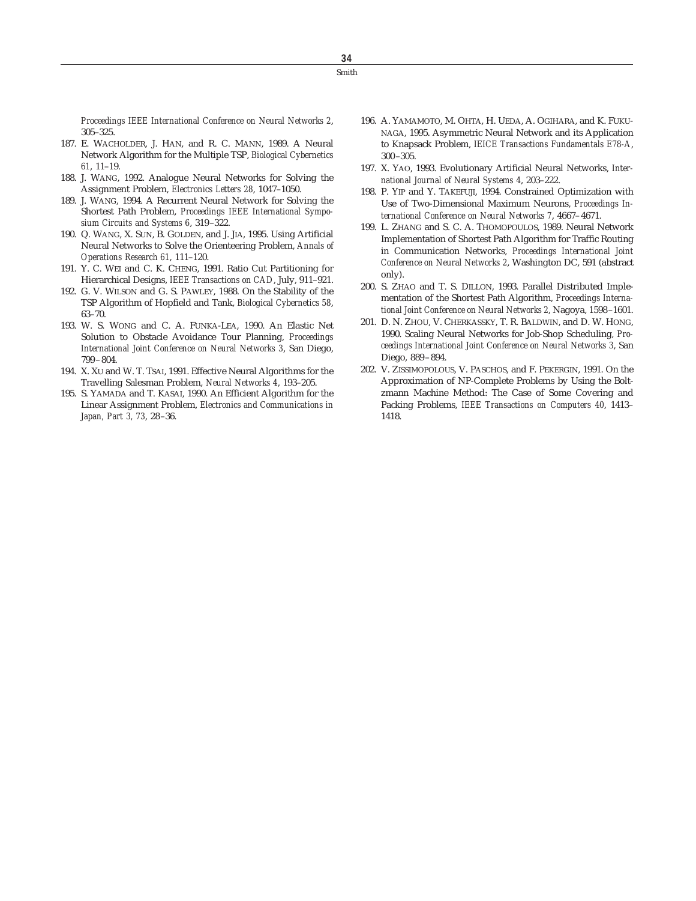*Proceedings IEEE International Conference on Neural Networks 2*, 305–325.

187. E. WACHOLDER, J. HAN, and R. C. MANN, 1989. A Neural Network Algorithm for the Multiple TSP, *Biological Cybernetics 61*, 11–19.
188. J. WANG, 1992. Analogue Neural Networks for Solving the Assignment Problem, *Electronics Letters 28*, 1047–1050.
189. J. WANG, 1994. A Recurrent Neural Network for Solving the Shortest Path Problem, *Proceedings IEEE International Symposium Circuits and Systems 6*, 319–322.
190. Q. WANG, X. SUN, B. GOLDEN, and J. JIA, 1995. Using Artificial Neural Networks to Solve the Orienteering Problem, *Annals of Operations Research 61*, 111–120.
191. Y. C. WEI and C. K. CHENG, 1991. Ratio Cut Partitioning for Hierarchical Designs, *IEEE Transactions on CAD*, July, 911–921.
192. G. V. WILSON and G. S. PAWLEY, 1988. On the Stability of the TSP Algorithm of Hopfield and Tank, *Biological Cybernetics 58*, 63–70.
193. W. S. WONG and C. A. FUNKA-LEA, 1990. An Elastic Net Solution to Obstacle Avoidance Tour Planning, *Proceedings International Joint Conference on Neural Networks 3*, San Diego, 799–804.
194. X. XU and W. T. TSAI, 1991. Effective Neural Algorithms for the Travelling Salesman Problem, *Neural Networks 4*, 193–205.
195. S. YAMADA and T. KASAI, 1990. An Efficient Algorithm for the Linear Assignment Problem, *Electronics and Communications in Japan, Part 3, 73*, 28–36.
196. A. YAMAMOTO, M. OHTA, H. UEDA, A. OGIHARA, and K. FUKUNAGA, 1995. Asymmetric Neural Network and its Application to Knapsack Problem, *IEICE Transactions Fundamentals E78-A*, 300–305.
197. X. YAO, 1993. Evolutionary Artificial Neural Networks, *International Journal of Neural Systems 4*, 203–222.
198. P. YIP and Y. TAKEFUJI, 1994. Constrained Optimization with Use of Two-Dimensional Maximum Neurons, *Proceedings International Conference on Neural Networks 7*, 4667–4671.
199. L. ZHANG and S. C. A. THOMOPOULOS, 1989. Neural Network Implementation of Shortest Path Algorithm for Traffic Routing in Communication Networks, *Proceedings International Joint Conference on Neural Networks 2*, Washington DC, 591 (abstract only).
200. S. ZHAO and T. S. DILLON, 1993. Parallel Distributed Implementation of the Shortest Path Algorithm, *Proceedings International Joint Conference on Neural Networks 2*, Nagoya, 1598–1601.
201. D. N. ZHOU, V. CHERKASSKY, T. R. BALDWIN, and D. W. HONG, 1990. Scaling Neural Networks for Job-Shop Scheduling, *Proceedings International Joint Conference on Neural Networks 3*, San Diego, 889–894.
202. V. ZISSIMOPOLOUS, V. PASCHOS, and F. PEKERGIN, 1991. On the Approximation of NP-Complete Problems by Using the Boltzmann Machine Method: The Case of Some Covering and Packing Problems, *IEEE Transactions on Computers 40*, 1413–1418.